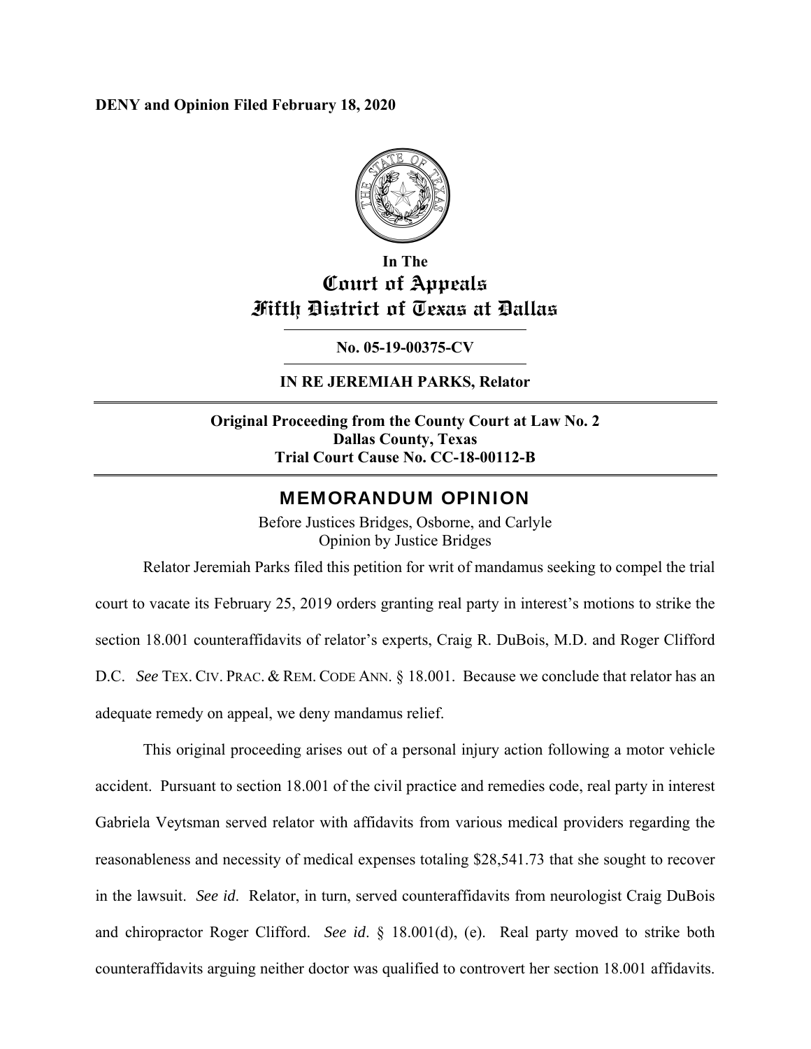**DENY and Opinion Filed February 18, 2020**

# In The
# Court of Appeals
# Fifth District of Texas at Dallas

**No. 05-19-00375-CV**

**IN RE JEREMIAH PARKS, Relator**

**Original Proceeding from the County Court at Law No. 2**
**Dallas County, Texas**
**Trial Court Cause No. CC-18-00112-B**

## MEMORANDUM OPINION

Before Justices Bridges, Osborne, and Carlyle
Opinion by Justice Bridges

Relator Jeremiah Parks filed this petition for writ of mandamus seeking to compel the trial court to vacate its February 25, 2019 orders granting real party in interest's motions to strike the section 18.001 counteraffidavits of relator's experts, Craig R. DuBois, M.D. and Roger Clifford D.C. *See* TEX. CIV. PRAC. & REM. CODE ANN. § 18.001. Because we conclude that relator has an adequate remedy on appeal, we deny mandamus relief.

This original proceeding arises out of a personal injury action following a motor vehicle accident. Pursuant to section 18.001 of the civil practice and remedies code, real party in interest Gabriela Veytsman served relator with affidavits from various medical providers regarding the reasonableness and necessity of medical expenses totaling $28,541.73 that she sought to recover in the lawsuit. *See id.* Relator, in turn, served counteraffidavits from neurologist Craig DuBois and chiropractor Roger Clifford. *See id*. § 18.001(d), (e). Real party moved to strike both counteraffidavits arguing neither doctor was qualified to controvert her section 18.001 affidavits.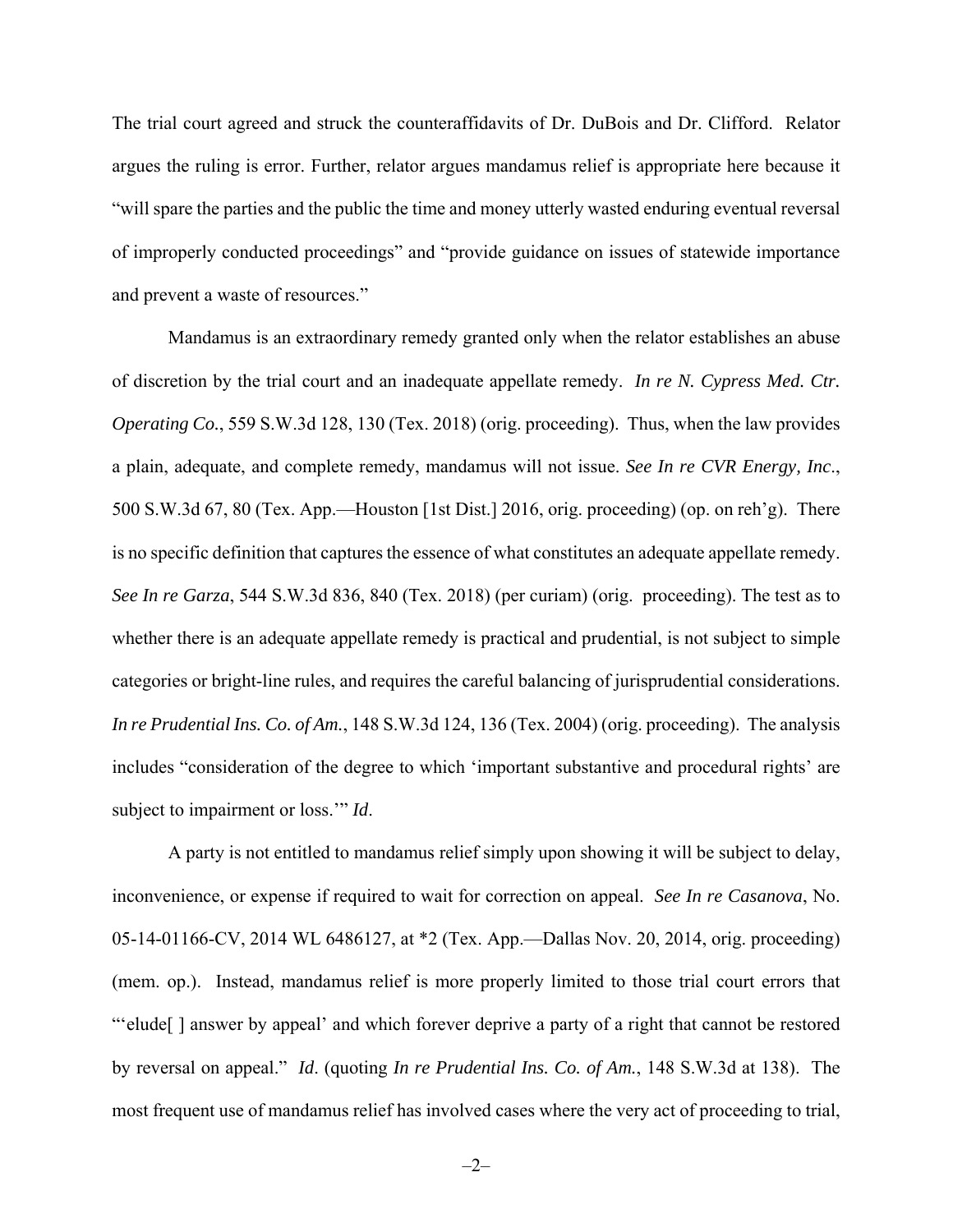The trial court agreed and struck the counteraffidavits of Dr. DuBois and Dr. Clifford. Relator argues the ruling is error. Further, relator argues mandamus relief is appropriate here because it "will spare the parties and the public the time and money utterly wasted enduring eventual reversal of improperly conducted proceedings" and "provide guidance on issues of statewide importance and prevent a waste of resources."

Mandamus is an extraordinary remedy granted only when the relator establishes an abuse of discretion by the trial court and an inadequate appellate remedy. *In re N. Cypress Med. Ctr. Operating Co.*, 559 S.W.3d 128, 130 (Tex. 2018) (orig. proceeding). Thus, when the law provides a plain, adequate, and complete remedy, mandamus will not issue. *See In re CVR Energy, Inc*., 500 S.W.3d 67, 80 (Tex. App.—Houston [1st Dist.] 2016, orig. proceeding) (op. on reh'g). There is no specific definition that captures the essence of what constitutes an adequate appellate remedy. *See In re Garza*, 544 S.W.3d 836, 840 (Tex. 2018) (per curiam) (orig. proceeding). The test as to whether there is an adequate appellate remedy is practical and prudential, is not subject to simple categories or bright-line rules, and requires the careful balancing of jurisprudential considerations. *In re Prudential Ins. Co. of Am.*, 148 S.W.3d 124, 136 (Tex. 2004) (orig. proceeding). The analysis includes "consideration of the degree to which 'important substantive and procedural rights' are subject to impairment or loss.'" *Id*.

A party is not entitled to mandamus relief simply upon showing it will be subject to delay, inconvenience, or expense if required to wait for correction on appeal. *See In re Casanova*, No. 05-14-01166-CV, 2014 WL 6486127, at *2 (Tex. App.—Dallas Nov. 20, 2014, orig. proceeding) (mem. op.). Instead, mandamus relief is more properly limited to those trial court errors that "'elude[ ] answer by appeal' and which forever deprive a party of a right that cannot be restored by reversal on appeal." *Id*. (quoting *In re Prudential Ins. Co. of Am.*, 148 S.W.3d at 138). The most frequent use of mandamus relief has involved cases where the very act of proceeding to trial,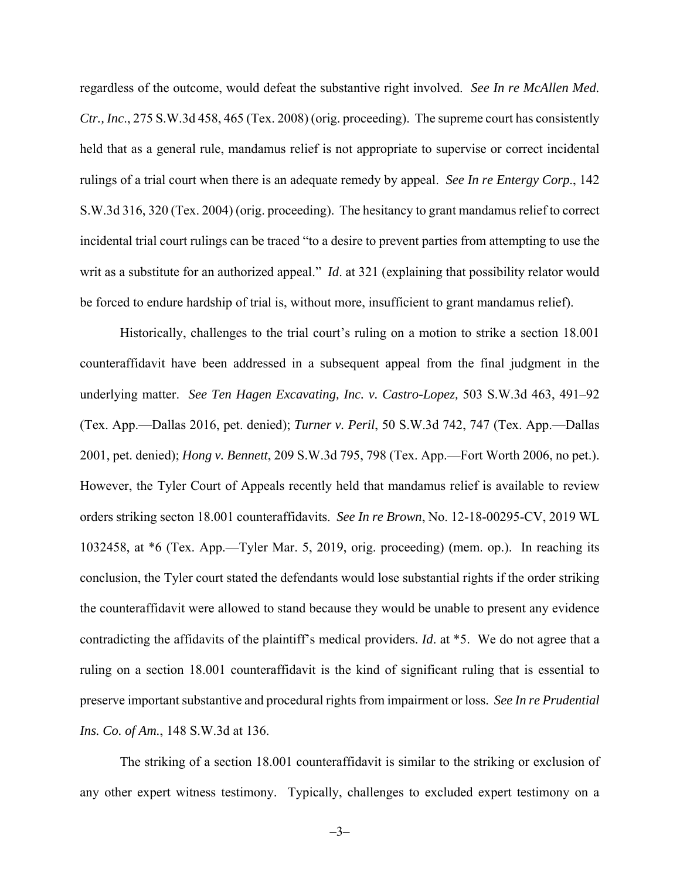regardless of the outcome, would defeat the substantive right involved. *See In re McAllen Med. Ctr., Inc.*, 275 S.W.3d 458, 465 (Tex. 2008) (orig. proceeding). The supreme court has consistently held that as a general rule, mandamus relief is not appropriate to supervise or correct incidental rulings of a trial court when there is an adequate remedy by appeal. *See In re Entergy Corp.*, 142 S.W.3d 316, 320 (Tex. 2004) (orig. proceeding). The hesitancy to grant mandamus relief to correct incidental trial court rulings can be traced "to a desire to prevent parties from attempting to use the writ as a substitute for an authorized appeal." *Id*. at 321 (explaining that possibility relator would be forced to endure hardship of trial is, without more, insufficient to grant mandamus relief).

Historically, challenges to the trial court's ruling on a motion to strike a section 18.001 counteraffidavit have been addressed in a subsequent appeal from the final judgment in the underlying matter. *See Ten Hagen Excavating, Inc. v. Castro-Lopez,* 503 S.W.3d 463, 491–92 (Tex. App.—Dallas 2016, pet. denied); *Turner v. Peril*, 50 S.W.3d 742, 747 (Tex. App.—Dallas 2001, pet. denied); *Hong v. Bennett*, 209 S.W.3d 795, 798 (Tex. App.—Fort Worth 2006, no pet.). However, the Tyler Court of Appeals recently held that mandamus relief is available to review orders striking secton 18.001 counteraffidavits. *See In re Brown*, No. 12-18-00295-CV, 2019 WL 1032458, at *6 (Tex. App.—Tyler Mar. 5, 2019, orig. proceeding) (mem. op.). In reaching its conclusion, the Tyler court stated the defendants would lose substantial rights if the order striking the counteraffidavit were allowed to stand because they would be unable to present any evidence contradicting the affidavits of the plaintiff's medical providers. *Id*. at *5. We do not agree that a ruling on a section 18.001 counteraffidavit is the kind of significant ruling that is essential to preserve important substantive and procedural rights from impairment or loss. *See In re Prudential Ins. Co. of Am.*, 148 S.W.3d at 136.

The striking of a section 18.001 counteraffidavit is similar to the striking or exclusion of any other expert witness testimony. Typically, challenges to excluded expert testimony on a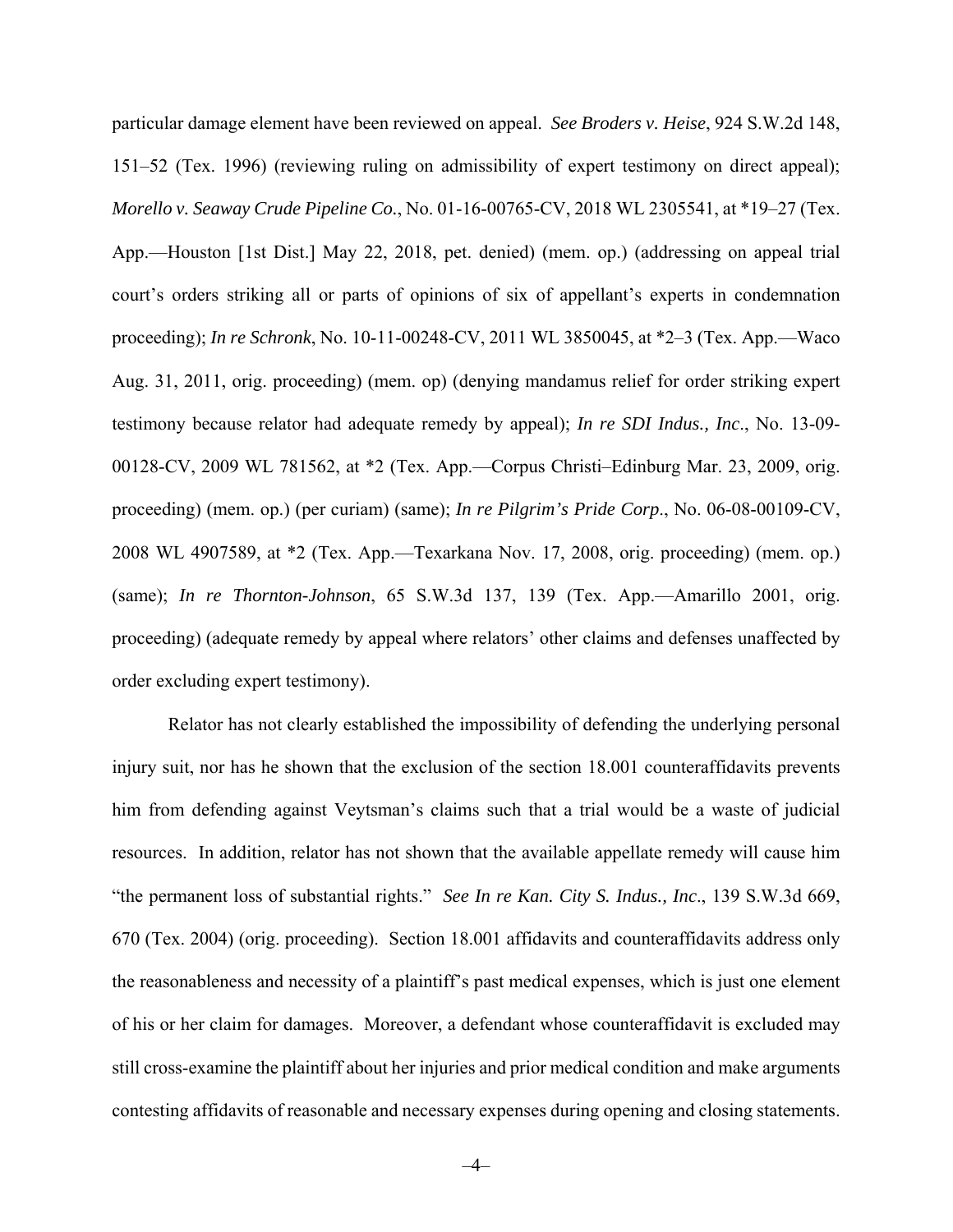particular damage element have been reviewed on appeal. *See Broders v. Heise*, 924 S.W.2d 148, 151–52 (Tex. 1996) (reviewing ruling on admissibility of expert testimony on direct appeal); *Morello v. Seaway Crude Pipeline Co.*, No. 01-16-00765-CV, 2018 WL 2305541, at *19–27 (Tex. App.—Houston [1st Dist.] May 22, 2018, pet. denied) (mem. op.) (addressing on appeal trial court's orders striking all or parts of opinions of six of appellant's experts in condemnation proceeding); *In re Schronk*, No. 10-11-00248-CV, 2011 WL 3850045, at *2–3 (Tex. App.—Waco Aug. 31, 2011, orig. proceeding) (mem. op) (denying mandamus relief for order striking expert testimony because relator had adequate remedy by appeal); *In re SDI Indus., Inc*., No. 13-09-00128-CV, 2009 WL 781562, at *2 (Tex. App.—Corpus Christi–Edinburg Mar. 23, 2009, orig. proceeding) (mem. op.) (per curiam) (same); *In re Pilgrim's Pride Corp*., No. 06-08-00109-CV, 2008 WL 4907589, at *2 (Tex. App.—Texarkana Nov. 17, 2008, orig. proceeding) (mem. op.) (same); *In re Thornton-Johnson*, 65 S.W.3d 137, 139 (Tex. App.—Amarillo 2001, orig. proceeding) (adequate remedy by appeal where relators' other claims and defenses unaffected by order excluding expert testimony).

Relator has not clearly established the impossibility of defending the underlying personal injury suit, nor has he shown that the exclusion of the section 18.001 counteraffidavits prevents him from defending against Veytsman's claims such that a trial would be a waste of judicial resources. In addition, relator has not shown that the available appellate remedy will cause him "the permanent loss of substantial rights." *See In re Kan. City S. Indus., Inc*., 139 S.W.3d 669, 670 (Tex. 2004) (orig. proceeding). Section 18.001 affidavits and counteraffidavits address only the reasonableness and necessity of a plaintiff's past medical expenses, which is just one element of his or her claim for damages. Moreover, a defendant whose counteraffidavit is excluded may still cross-examine the plaintiff about her injuries and prior medical condition and make arguments contesting affidavits of reasonable and necessary expenses during opening and closing statements.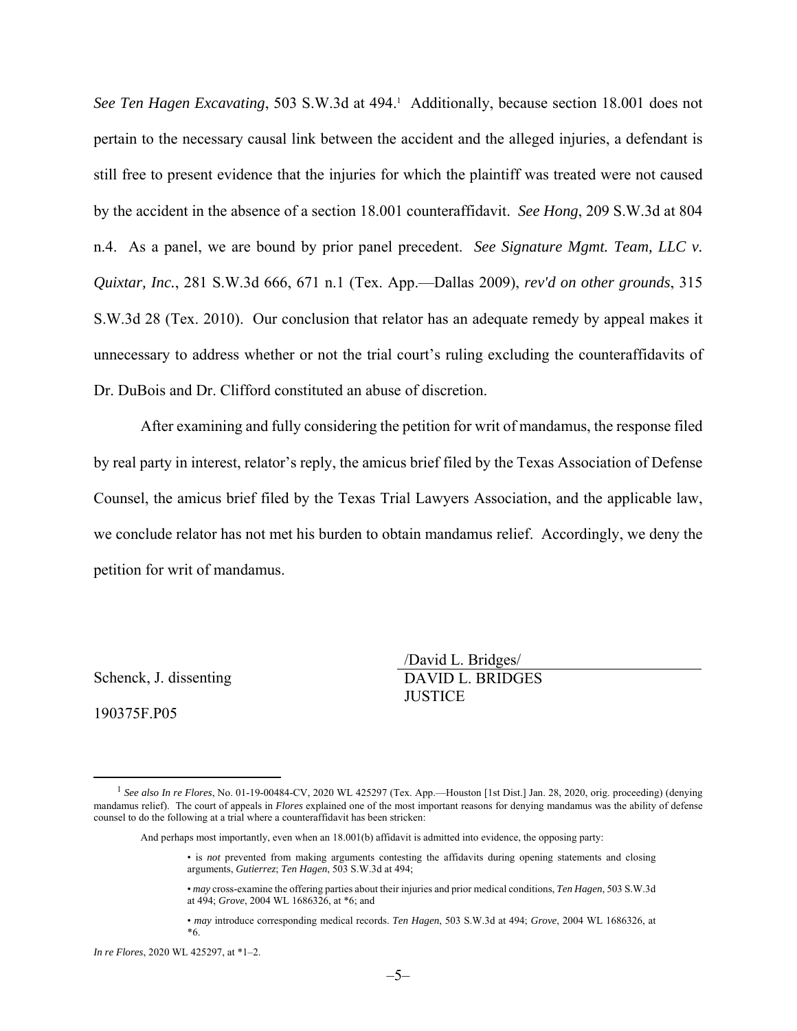*See Ten Hagen Excavating*, 503 S.W.3d at 494.[1] Additionally, because section 18.001 does not pertain to the necessary causal link between the accident and the alleged injuries, a defendant is still free to present evidence that the injuries for which the plaintiff was treated were not caused by the accident in the absence of a section 18.001 counteraffidavit. *See Hong*, 209 S.W.3d at 804 n.4. As a panel, we are bound by prior panel precedent. *See Signature Mgmt. Team, LLC v. Quixtar, Inc.*, 281 S.W.3d 666, 671 n.1 (Tex. App.—Dallas 2009), *rev'd on other grounds*, 315 S.W.3d 28 (Tex. 2010). Our conclusion that relator has an adequate remedy by appeal makes it unnecessary to address whether or not the trial court's ruling excluding the counteraffidavits of Dr. DuBois and Dr. Clifford constituted an abuse of discretion.

After examining and fully considering the petition for writ of mandamus, the response filed by real party in interest, relator's reply, the amicus brief filed by the Texas Association of Defense Counsel, the amicus brief filed by the Texas Trial Lawyers Association, and the applicable law, we conclude relator has not met his burden to obtain mandamus relief. Accordingly, we deny the petition for writ of mandamus.

/David L. Bridges/
DAVID L. BRIDGES
JUSTICE

Schenck, J. dissenting

190375F.P05

---

[1] *See also In re Flores*, No. 01-19-00484-CV, 2020 WL 425297 (Tex. App.—Houston [1st Dist.] Jan. 28, 2020, orig. proceeding) (denying mandamus relief). The court of appeals in *Flores* explained one of the most important reasons for denying mandamus was the ability of defense counsel to do the following at a trial where a counteraffidavit has been stricken:

> And perhaps most importantly, even when an 18.001(b) affidavit is admitted into evidence, the opposing party:
>
> • is *not* prevented from making arguments contesting the affidavits during opening statements and closing arguments, *Gutierrez*; *Ten Hagen*, 503 S.W.3d at 494;
>
> • *may* cross-examine the offering parties about their injuries and prior medical conditions, *Ten Hagen*, 503 S.W.3d at 494; *Grove*, 2004 WL 1686326, at *6; and
>
> • *may* introduce corresponding medical records. *Ten Hagen*, 503 S.W.3d at 494; *Grove*, 2004 WL 1686326, at *6.

*In re Flores*, 2020 WL 425297, at *1–2.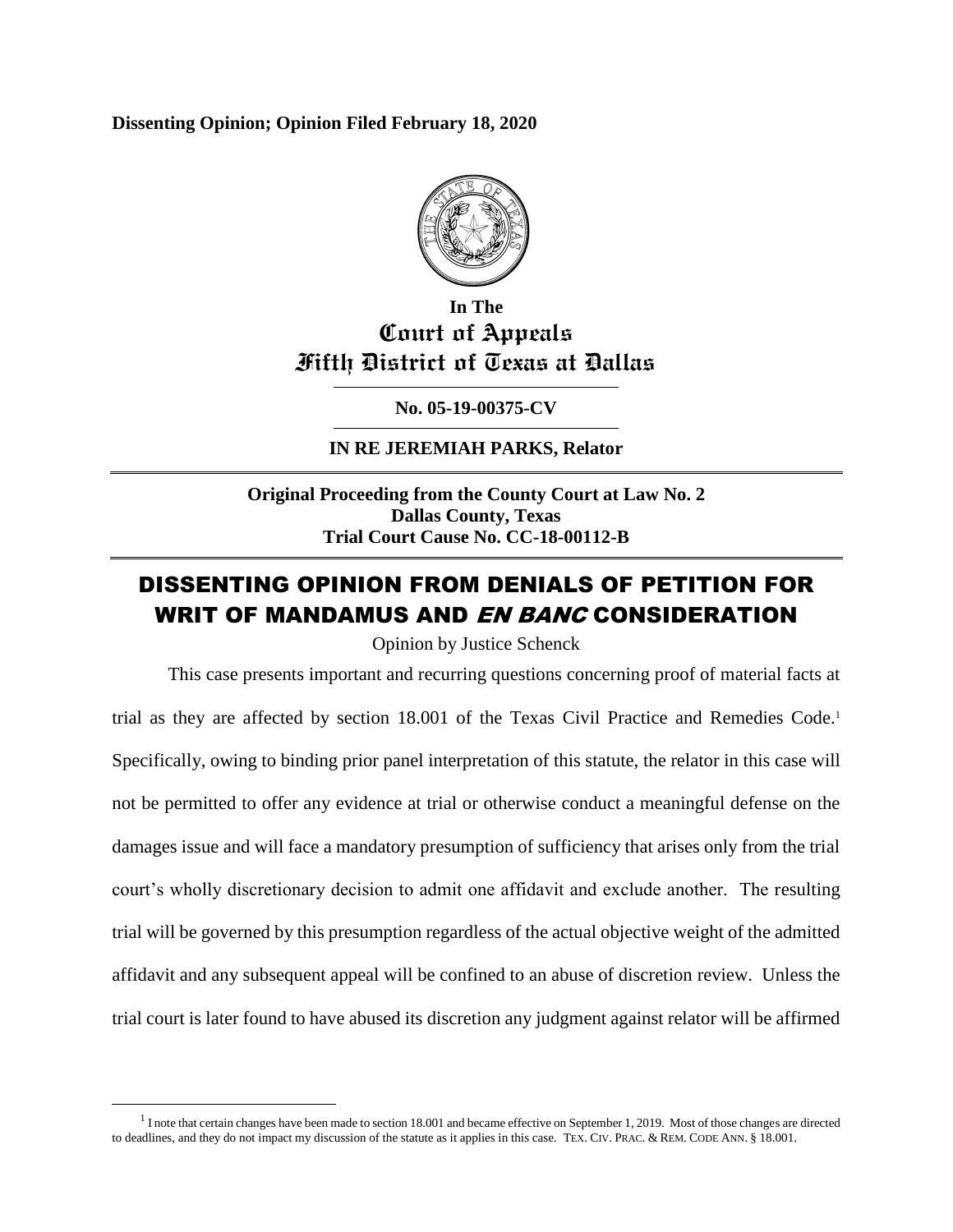**Dissenting Opinion; Opinion Filed February 18, 2020**

**In The**
**Court of Appeals**
**Fifth District of Texas at Dallas**

**No. 05-19-00375-CV**

**IN RE JEREMIAH PARKS, Relator**

**Original Proceeding from the County Court at Law No. 2**
**Dallas County, Texas**
**Trial Court Cause No. CC-18-00112-B**

# DISSENTING OPINION FROM DENIALS OF PETITION FOR WRIT OF MANDAMUS AND *EN BANC* CONSIDERATION

Opinion by Justice Schenck

This case presents important and recurring questions concerning proof of material facts at trial as they are affected by section 18.001 of the Texas Civil Practice and Remedies Code.[1] Specifically, owing to binding prior panel interpretation of this statute, the relator in this case will not be permitted to offer any evidence at trial or otherwise conduct a meaningful defense on the damages issue and will face a mandatory presumption of sufficiency that arises only from the trial court's wholly discretionary decision to admit one affidavit and exclude another. The resulting trial will be governed by this presumption regardless of the actual objective weight of the admitted affidavit and any subsequent appeal will be confined to an abuse of discretion review. Unless the trial court is later found to have abused its discretion any judgment against relator will be affirmed

[1] I note that certain changes have been made to section 18.001 and became effective on September 1, 2019. Most of those changes are directed to deadlines, and they do not impact my discussion of the statute as it applies in this case. TEX. CIV. PRAC. & REM. CODE ANN. § 18.001.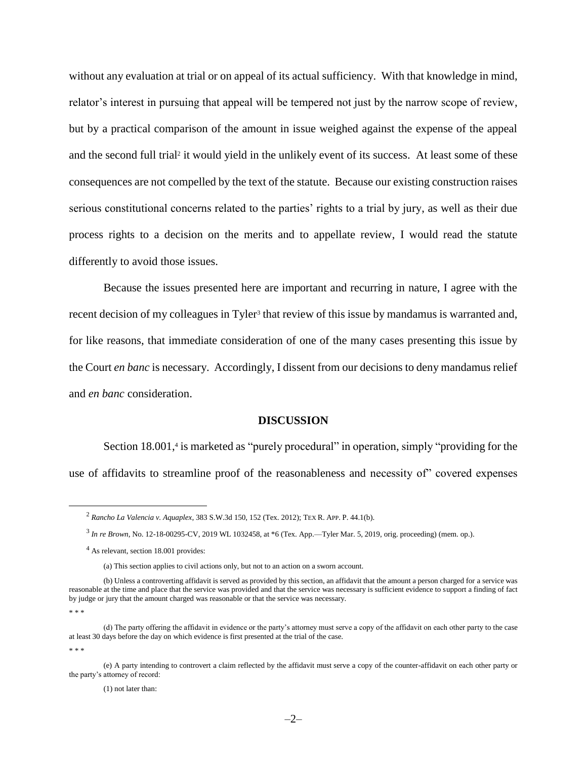without any evaluation at trial or on appeal of its actual sufficiency. With that knowledge in mind, relator's interest in pursuing that appeal will be tempered not just by the narrow scope of review, but by a practical comparison of the amount in issue weighed against the expense of the appeal and the second full trial[2] it would yield in the unlikely event of its success. At least some of these consequences are not compelled by the text of the statute. Because our existing construction raises serious constitutional concerns related to the parties' rights to a trial by jury, as well as their due process rights to a decision on the merits and to appellate review, I would read the statute differently to avoid those issues.

Because the issues presented here are important and recurring in nature, I agree with the recent decision of my colleagues in Tyler[3] that review of this issue by mandamus is warranted and, for like reasons, that immediate consideration of one of the many cases presenting this issue by the Court *en banc* is necessary. Accordingly, I dissent from our decisions to deny mandamus relief and *en banc* consideration.

## DISCUSSION

Section 18.001,[4] is marketed as "purely procedural" in operation, simply "providing for the use of affidavits to streamline proof of the reasonableness and necessity of" covered expenses

---

[2] *Rancho La Valencia v. Aquaplex*, 383 S.W.3d 150, 152 (Tex. 2012); TEX R. APP. P. 44.1(b).

[3] *In re Brown*, No. 12-18-00295-CV, 2019 WL 1032458, at *6 (Tex. App.—Tyler Mar. 5, 2019, orig. proceeding) (mem. op.).

[4] As relevant, section 18.001 provides:

(a) This section applies to civil actions only, but not to an action on a sworn account.

(b) Unless a controverting affidavit is served as provided by this section, an affidavit that the amount a person charged for a service was reasonable at the time and place that the service was provided and that the service was necessary is sufficient evidence to support a finding of fact by judge or jury that the amount charged was reasonable or that the service was necessary.

\* \* \*

(d) The party offering the affidavit in evidence or the party's attorney must serve a copy of the affidavit on each other party to the case at least 30 days before the day on which evidence is first presented at the trial of the case.

\* \* \*

(e) A party intending to controvert a claim reflected by the affidavit must serve a copy of the counter-affidavit on each other party or the party's attorney of record:

(1) not later than: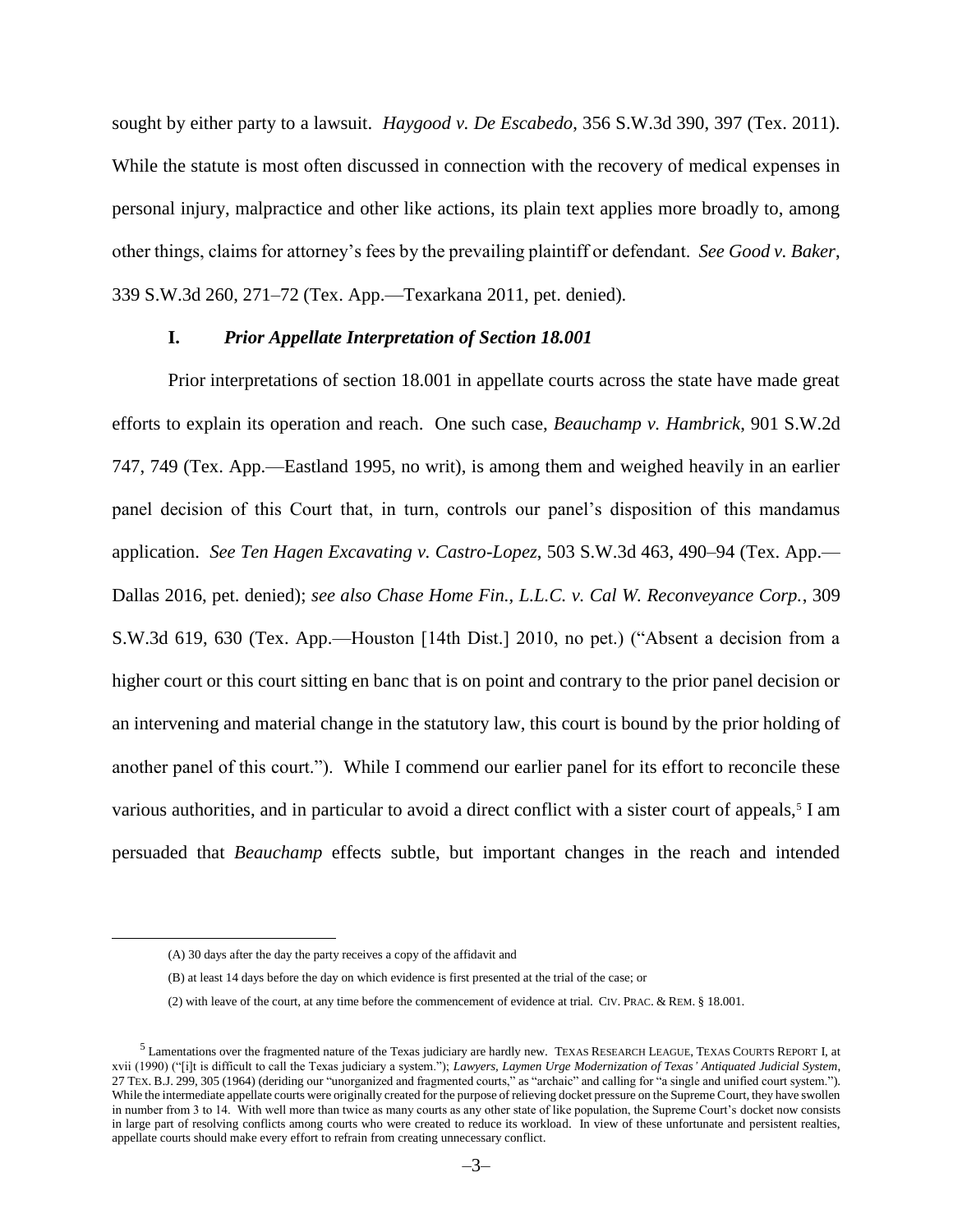sought by either party to a lawsuit. *Haygood v. De Escabedo*, 356 S.W.3d 390, 397 (Tex. 2011). While the statute is most often discussed in connection with the recovery of medical expenses in personal injury, malpractice and other like actions, its plain text applies more broadly to, among other things, claims for attorney's fees by the prevailing plaintiff or defendant. *See Good v. Baker*, 339 S.W.3d 260, 271–72 (Tex. App.—Texarkana 2011, pet. denied).

### I. *Prior Appellate Interpretation of Section 18.001*

Prior interpretations of section 18.001 in appellate courts across the state have made great efforts to explain its operation and reach. One such case, *Beauchamp v. Hambrick*, 901 S.W.2d 747, 749 (Tex. App.—Eastland 1995, no writ), is among them and weighed heavily in an earlier panel decision of this Court that, in turn, controls our panel's disposition of this mandamus application. *See Ten Hagen Excavating v. Castro-Lopez*, 503 S.W.3d 463, 490–94 (Tex. App.—Dallas 2016, pet. denied); *see also Chase Home Fin., L.L.C. v. Cal W. Reconveyance Corp.*, 309 S.W.3d 619, 630 (Tex. App.—Houston [14th Dist.] 2010, no pet.) ("Absent a decision from a higher court or this court sitting en banc that is on point and contrary to the prior panel decision or an intervening and material change in the statutory law, this court is bound by the prior holding of another panel of this court."). While I commend our earlier panel for its effort to reconcile these various authorities, and in particular to avoid a direct conflict with a sister court of appeals,[5] I am persuaded that *Beauchamp* effects subtle, but important changes in the reach and intended

---

(A) 30 days after the day the party receives a copy of the affidavit and

(B) at least 14 days before the day on which evidence is first presented at the trial of the case; or

(2) with leave of the court, at any time before the commencement of evidence at trial. CIV. PRAC. & REM. § 18.001.

[5] Lamentations over the fragmented nature of the Texas judiciary are hardly new. TEXAS RESEARCH LEAGUE, TEXAS COURTS REPORT I, at xvii (1990) ("[i]t is difficult to call the Texas judiciary a system."); *Lawyers, Laymen Urge Modernization of Texas' Antiquated Judicial System*, 27 TEX. B.J. 299, 305 (1964) (deriding our "unorganized and fragmented courts," as "archaic" and calling for "a single and unified court system."). While the intermediate appellate courts were originally created for the purpose of relieving docket pressure on the Supreme Court, they have swollen in number from 3 to 14. With well more than twice as many courts as any other state of like population, the Supreme Court's docket now consists in large part of resolving conflicts among courts who were created to reduce its workload. In view of these unfortunate and persistent realties, appellate courts should make every effort to refrain from creating unnecessary conflict.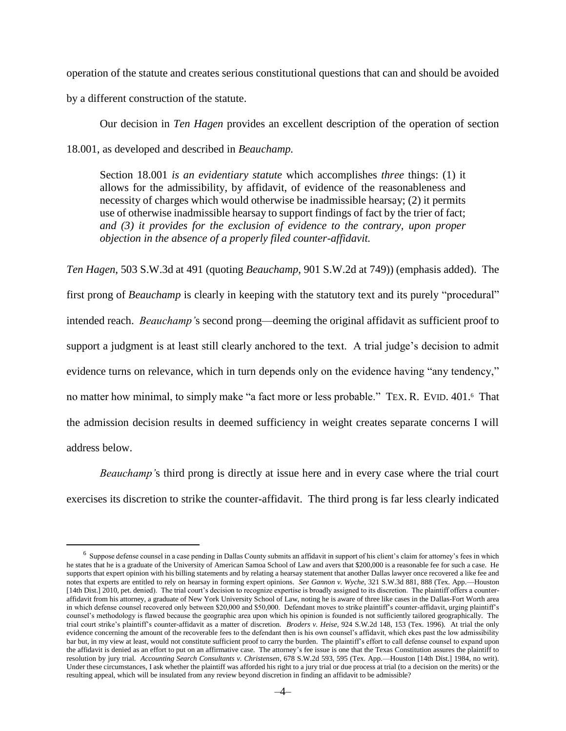operation of the statute and creates serious constitutional questions that can and should be avoided by a different construction of the statute.

Our decision in *Ten Hagen* provides an excellent description of the operation of section 18.001, as developed and described in *Beauchamp.*

> Section 18.001 *is an evidentiary statute* which accomplishes *three* things: (1) it allows for the admissibility, by affidavit, of evidence of the reasonableness and necessity of charges which would otherwise be inadmissible hearsay; (2) it permits use of otherwise inadmissible hearsay to support findings of fact by the trier of fact; *and (3) it provides for the exclusion of evidence to the contrary, upon proper objection in the absence of a properly filed counter-affidavit.*

*Ten Hagen*, 503 S.W.3d at 491 (quoting *Beauchamp*, 901 S.W.2d at 749)) (emphasis added). The first prong of *Beauchamp* is clearly in keeping with the statutory text and its purely "procedural" intended reach. *Beauchamp'*s second prong—deeming the original affidavit as sufficient proof to support a judgment is at least still clearly anchored to the text. A trial judge's decision to admit evidence turns on relevance, which in turn depends only on the evidence having "any tendency," no matter how minimal, to simply make "a fact more or less probable." TEX. R. EVID. 401.[6] That the admission decision results in deemed sufficiency in weight creates separate concerns I will address below.

*Beauchamp'*s third prong is directly at issue here and in every case where the trial court exercises its discretion to strike the counter-affidavit. The third prong is far less clearly indicated

---

[6] Suppose defense counsel in a case pending in Dallas County submits an affidavit in support of his client's claim for attorney's fees in which he states that he is a graduate of the University of American Samoa School of Law and avers that $200,000 is a reasonable fee for such a case. He supports that expert opinion with his billing statements and by relating a hearsay statement that another Dallas lawyer once recovered a like fee and notes that experts are entitled to rely on hearsay in forming expert opinions. *See Gannon v. Wyche*, 321 S.W.3d 881, 888 (Tex. App.—Houston [14th Dist.] 2010, pet. denied). The trial court's decision to recognize expertise is broadly assigned to its discretion. The plaintiff offers a counter-affidavit from his attorney, a graduate of New York University School of Law, noting he is aware of three like cases in the Dallas-Fort Worth area in which defense counsel recovered only between $20,000 and $50,000. Defendant moves to strike plaintiff's counter-affidavit, urging plaintiff's counsel's methodology is flawed because the geographic area upon which his opinion is founded is not sufficiently tailored geographically. The trial court strike's plaintiff's counter-affidavit as a matter of discretion. *Broders v. Heise*, 924 S.W.2d 148, 153 (Tex. 1996). At trial the only evidence concerning the amount of the recoverable fees to the defendant then is his own counsel's affidavit, which ekes past the low admissibility bar but, in my view at least, would not constitute sufficient proof to carry the burden. The plaintiff's effort to call defense counsel to expand upon the affidavit is denied as an effort to put on an affirmative case. The attorney's fee issue is one that the Texas Constitution assures the plaintiff to resolution by jury trial. *Accounting Search Consultants v. Christensen*, 678 S.W.2d 593, 595 (Tex. App.—Houston [14th Dist.] 1984, no writ). Under these circumstances, I ask whether the plaintiff was afforded his right to a jury trial or due process at trial (to a decision on the merits) or the resulting appeal, which will be insulated from any review beyond discretion in finding an affidavit to be admissible?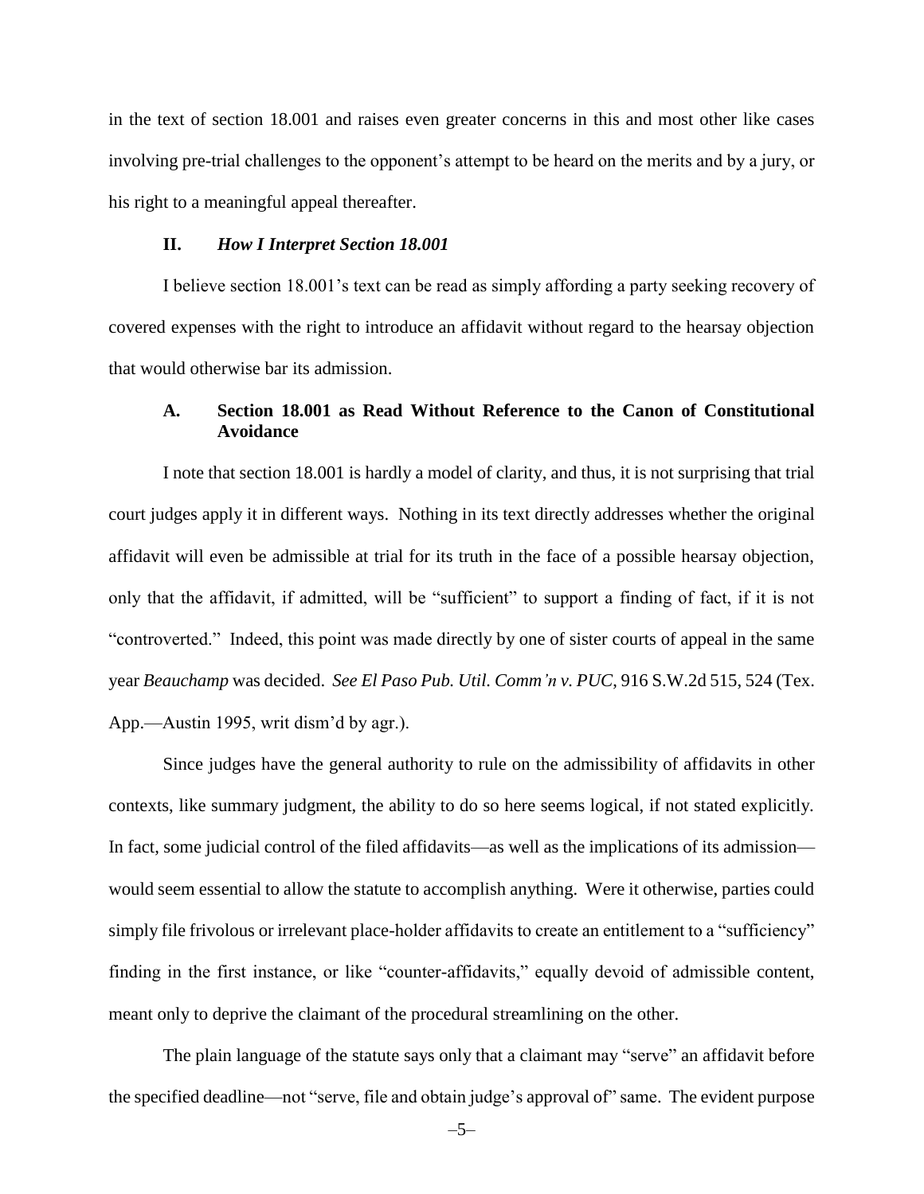in the text of section 18.001 and raises even greater concerns in this and most other like cases involving pre-trial challenges to the opponent's attempt to be heard on the merits and by a jury, or his right to a meaningful appeal thereafter.

## II. *How I Interpret Section 18.001*

I believe section 18.001's text can be read as simply affording a party seeking recovery of covered expenses with the right to introduce an affidavit without regard to the hearsay objection that would otherwise bar its admission.

### A. Section 18.001 as Read Without Reference to the Canon of Constitutional Avoidance

I note that section 18.001 is hardly a model of clarity, and thus, it is not surprising that trial court judges apply it in different ways. Nothing in its text directly addresses whether the original affidavit will even be admissible at trial for its truth in the face of a possible hearsay objection, only that the affidavit, if admitted, will be "sufficient" to support a finding of fact, if it is not "controverted." Indeed, this point was made directly by one of sister courts of appeal in the same year *Beauchamp* was decided. *See El Paso Pub. Util. Comm'n v. PUC*, 916 S.W.2d 515, 524 (Tex. App.—Austin 1995, writ dism'd by agr.).

Since judges have the general authority to rule on the admissibility of affidavits in other contexts, like summary judgment, the ability to do so here seems logical, if not stated explicitly. In fact, some judicial control of the filed affidavits—as well as the implications of its admission—would seem essential to allow the statute to accomplish anything. Were it otherwise, parties could simply file frivolous or irrelevant place-holder affidavits to create an entitlement to a "sufficiency" finding in the first instance, or like "counter-affidavits," equally devoid of admissible content, meant only to deprive the claimant of the procedural streamlining on the other.

The plain language of the statute says only that a claimant may "serve" an affidavit before the specified deadline—not "serve, file and obtain judge's approval of" same. The evident purpose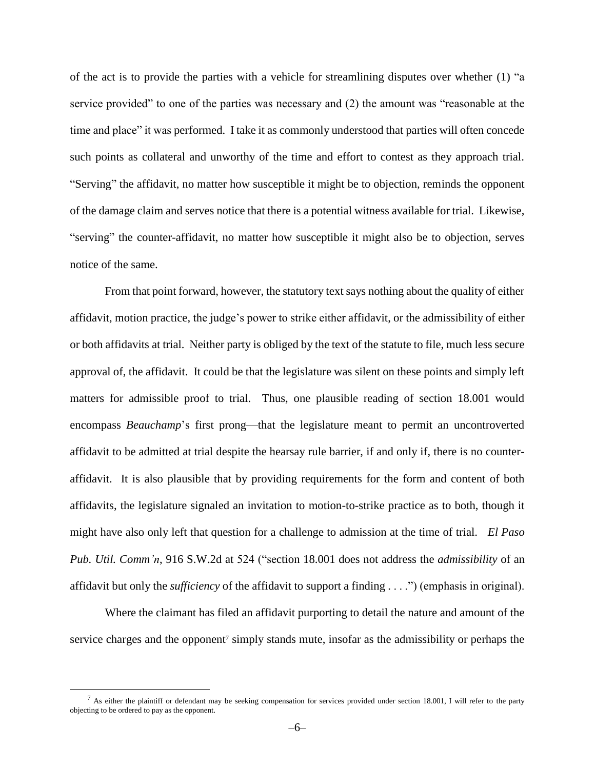of the act is to provide the parties with a vehicle for streamlining disputes over whether (1) "a service provided" to one of the parties was necessary and (2) the amount was "reasonable at the time and place" it was performed. I take it as commonly understood that parties will often concede such points as collateral and unworthy of the time and effort to contest as they approach trial. "Serving" the affidavit, no matter how susceptible it might be to objection, reminds the opponent of the damage claim and serves notice that there is a potential witness available for trial. Likewise, "serving" the counter-affidavit, no matter how susceptible it might also be to objection, serves notice of the same.

From that point forward, however, the statutory text says nothing about the quality of either affidavit, motion practice, the judge's power to strike either affidavit, or the admissibility of either or both affidavits at trial. Neither party is obliged by the text of the statute to file, much less secure approval of, the affidavit. It could be that the legislature was silent on these points and simply left matters for admissible proof to trial. Thus, one plausible reading of section 18.001 would encompass *Beauchamp*'s first prong—that the legislature meant to permit an uncontroverted affidavit to be admitted at trial despite the hearsay rule barrier, if and only if, there is no counter-affidavit. It is also plausible that by providing requirements for the form and content of both affidavits, the legislature signaled an invitation to motion-to-strike practice as to both, though it might have also only left that question for a challenge to admission at the time of trial. *El Paso Pub. Util. Comm'n*, 916 S.W.2d at 524 ("section 18.001 does not address the *admissibility* of an affidavit but only the *sufficiency* of the affidavit to support a finding . . . .") (emphasis in original).

Where the claimant has filed an affidavit purporting to detail the nature and amount of the service charges and the opponent[7] simply stands mute, insofar as the admissibility or perhaps the

[7] As either the plaintiff or defendant may be seeking compensation for services provided under section 18.001, I will refer to the party objecting to be ordered to pay as the opponent.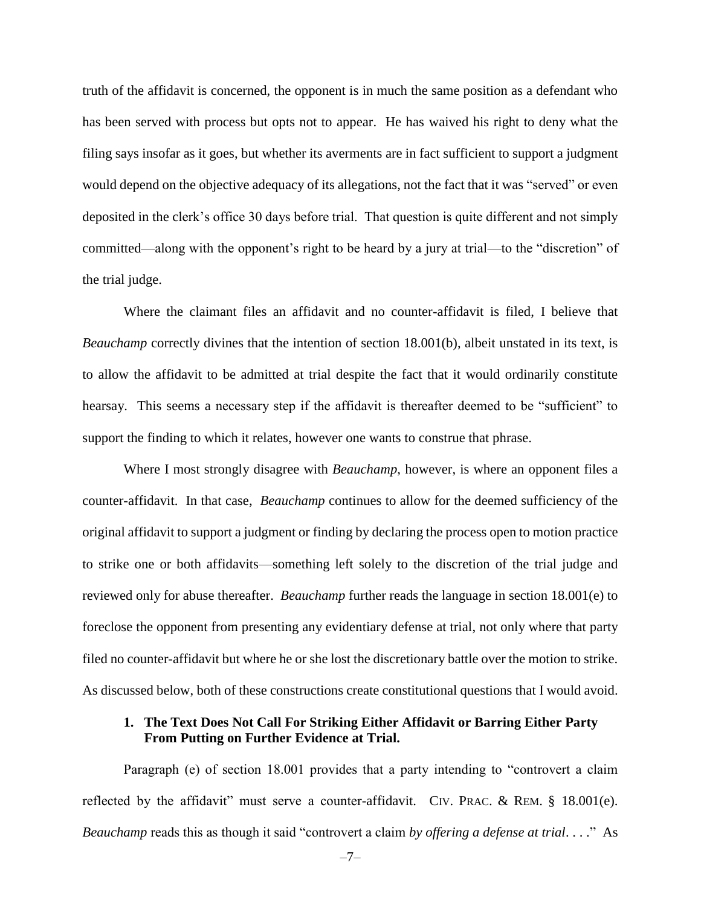truth of the affidavit is concerned, the opponent is in much the same position as a defendant who has been served with process but opts not to appear. He has waived his right to deny what the filing says insofar as it goes, but whether its averments are in fact sufficient to support a judgment would depend on the objective adequacy of its allegations, not the fact that it was "served" or even deposited in the clerk's office 30 days before trial. That question is quite different and not simply committed—along with the opponent's right to be heard by a jury at trial—to the "discretion" of the trial judge.

Where the claimant files an affidavit and no counter-affidavit is filed, I believe that *Beauchamp* correctly divines that the intention of section 18.001(b), albeit unstated in its text, is to allow the affidavit to be admitted at trial despite the fact that it would ordinarily constitute hearsay. This seems a necessary step if the affidavit is thereafter deemed to be "sufficient" to support the finding to which it relates, however one wants to construe that phrase.

Where I most strongly disagree with *Beauchamp*, however, is where an opponent files a counter-affidavit. In that case, *Beauchamp* continues to allow for the deemed sufficiency of the original affidavit to support a judgment or finding by declaring the process open to motion practice to strike one or both affidavits—something left solely to the discretion of the trial judge and reviewed only for abuse thereafter. *Beauchamp* further reads the language in section 18.001(e) to foreclose the opponent from presenting any evidentiary defense at trial, not only where that party filed no counter-affidavit but where he or she lost the discretionary battle over the motion to strike. As discussed below, both of these constructions create constitutional questions that I would avoid.

### 1. The Text Does Not Call For Striking Either Affidavit or Barring Either Party From Putting on Further Evidence at Trial.

Paragraph (e) of section 18.001 provides that a party intending to "controvert a claim reflected by the affidavit" must serve a counter-affidavit. CIV. PRAC. & REM. § 18.001(e). *Beauchamp* reads this as though it said "controvert a claim *by offering a defense at trial*. . . ." As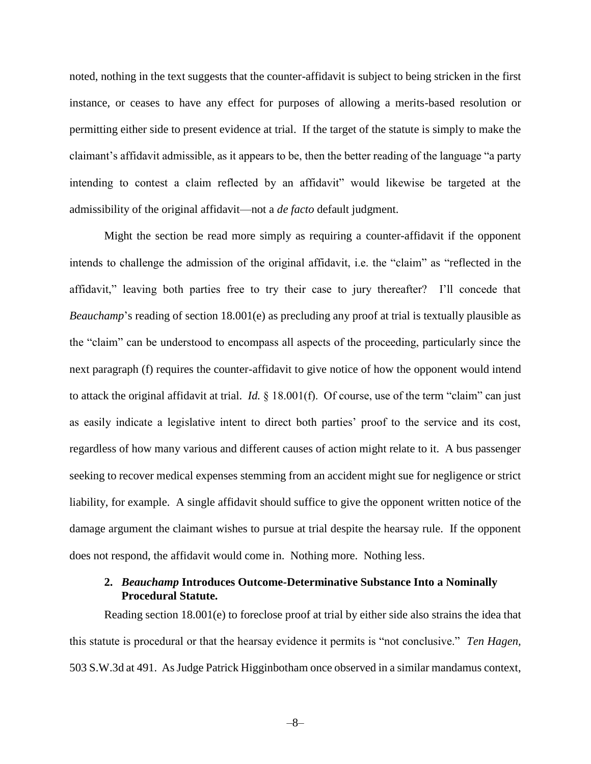noted, nothing in the text suggests that the counter-affidavit is subject to being stricken in the first instance, or ceases to have any effect for purposes of allowing a merits-based resolution or permitting either side to present evidence at trial. If the target of the statute is simply to make the claimant's affidavit admissible, as it appears to be, then the better reading of the language "a party intending to contest a claim reflected by an affidavit" would likewise be targeted at the admissibility of the original affidavit—not a *de facto* default judgment.

Might the section be read more simply as requiring a counter-affidavit if the opponent intends to challenge the admission of the original affidavit, i.e. the "claim" as "reflected in the affidavit," leaving both parties free to try their case to jury thereafter? I'll concede that *Beauchamp*'s reading of section 18.001(e) as precluding any proof at trial is textually plausible as the "claim" can be understood to encompass all aspects of the proceeding, particularly since the next paragraph (f) requires the counter-affidavit to give notice of how the opponent would intend to attack the original affidavit at trial. *Id.* § 18.001(f). Of course, use of the term "claim" can just as easily indicate a legislative intent to direct both parties' proof to the service and its cost, regardless of how many various and different causes of action might relate to it. A bus passenger seeking to recover medical expenses stemming from an accident might sue for negligence or strict liability, for example. A single affidavit should suffice to give the opponent written notice of the damage argument the claimant wishes to pursue at trial despite the hearsay rule. If the opponent does not respond, the affidavit would come in. Nothing more. Nothing less.

### 2. *Beauchamp* Introduces Outcome-Determinative Substance Into a Nominally Procedural Statute.

Reading section 18.001(e) to foreclose proof at trial by either side also strains the idea that this statute is procedural or that the hearsay evidence it permits is "not conclusive." *Ten Hagen,* 503 S.W.3d at 491. As Judge Patrick Higginbotham once observed in a similar mandamus context,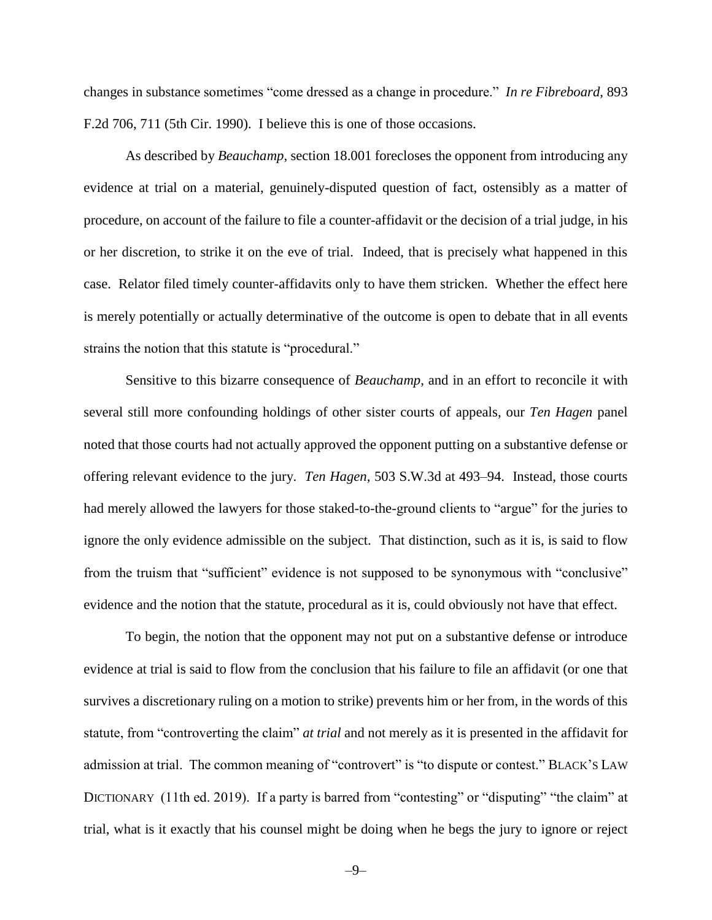changes in substance sometimes "come dressed as a change in procedure." *In re Fibreboard*, 893 F.2d 706, 711 (5th Cir. 1990). I believe this is one of those occasions.

As described by *Beauchamp*, section 18.001 forecloses the opponent from introducing any evidence at trial on a material, genuinely-disputed question of fact, ostensibly as a matter of procedure, on account of the failure to file a counter-affidavit or the decision of a trial judge, in his or her discretion, to strike it on the eve of trial. Indeed, that is precisely what happened in this case. Relator filed timely counter-affidavits only to have them stricken. Whether the effect here is merely potentially or actually determinative of the outcome is open to debate that in all events strains the notion that this statute is "procedural."

Sensitive to this bizarre consequence of *Beauchamp*, and in an effort to reconcile it with several still more confounding holdings of other sister courts of appeals, our *Ten Hagen* panel noted that those courts had not actually approved the opponent putting on a substantive defense or offering relevant evidence to the jury. *Ten Hagen*, 503 S.W.3d at 493–94. Instead, those courts had merely allowed the lawyers for those staked-to-the-ground clients to "argue" for the juries to ignore the only evidence admissible on the subject. That distinction, such as it is, is said to flow from the truism that "sufficient" evidence is not supposed to be synonymous with "conclusive" evidence and the notion that the statute, procedural as it is, could obviously not have that effect.

To begin, the notion that the opponent may not put on a substantive defense or introduce evidence at trial is said to flow from the conclusion that his failure to file an affidavit (or one that survives a discretionary ruling on a motion to strike) prevents him or her from, in the words of this statute, from "controverting the claim" *at trial* and not merely as it is presented in the affidavit for admission at trial. The common meaning of "controvert" is "to dispute or contest." BLACK'S LAW DICTIONARY (11th ed. 2019). If a party is barred from "contesting" or "disputing" "the claim" at trial, what is it exactly that his counsel might be doing when he begs the jury to ignore or reject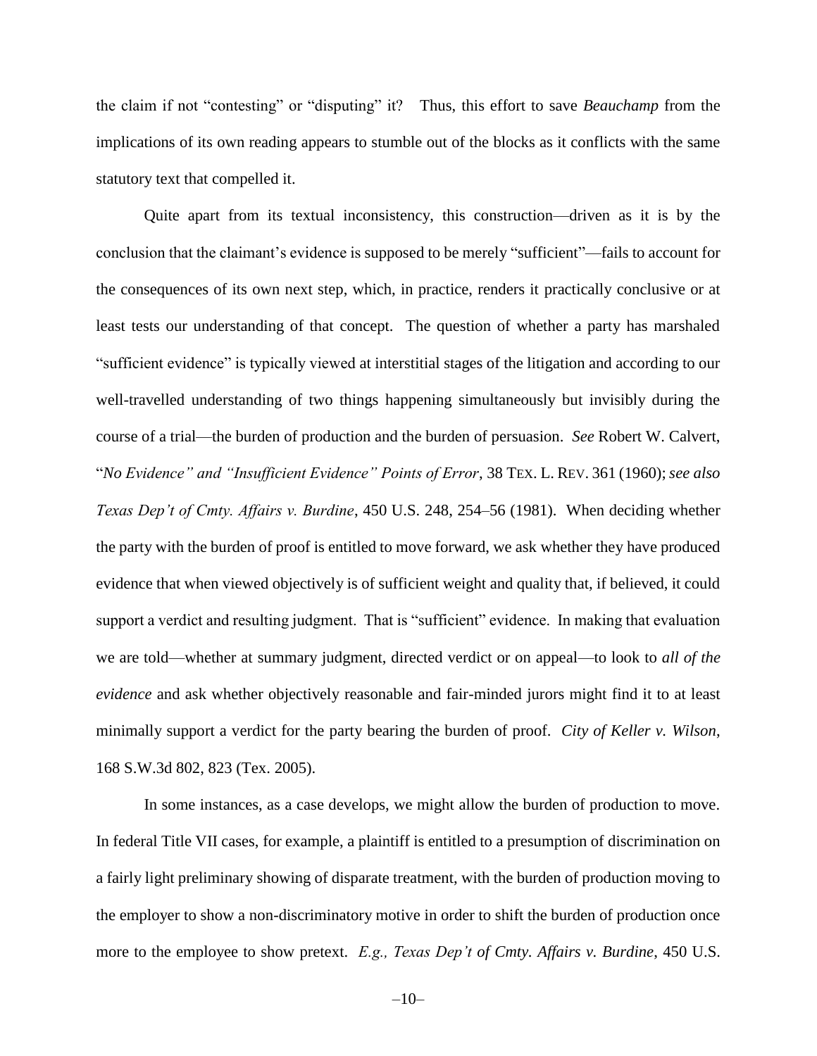the claim if not "contesting" or "disputing" it? Thus, this effort to save *Beauchamp* from the implications of its own reading appears to stumble out of the blocks as it conflicts with the same statutory text that compelled it.

Quite apart from its textual inconsistency, this construction—driven as it is by the conclusion that the claimant's evidence is supposed to be merely "sufficient"—fails to account for the consequences of its own next step, which, in practice, renders it practically conclusive or at least tests our understanding of that concept. The question of whether a party has marshaled "sufficient evidence" is typically viewed at interstitial stages of the litigation and according to our well-travelled understanding of two things happening simultaneously but invisibly during the course of a trial—the burden of production and the burden of persuasion. *See* Robert W. Calvert, "*No Evidence" and "Insufficient Evidence" Points of Error*, 38 TEX. L. REV. 361 (1960); *see also Texas Dep't of Cmty. Affairs v. Burdine*, 450 U.S. 248, 254–56 (1981). When deciding whether the party with the burden of proof is entitled to move forward, we ask whether they have produced evidence that when viewed objectively is of sufficient weight and quality that, if believed, it could support a verdict and resulting judgment. That is "sufficient" evidence. In making that evaluation we are told—whether at summary judgment, directed verdict or on appeal—to look to *all of the evidence* and ask whether objectively reasonable and fair-minded jurors might find it to at least minimally support a verdict for the party bearing the burden of proof. *City of Keller v. Wilson*, 168 S.W.3d 802, 823 (Tex. 2005).

In some instances, as a case develops, we might allow the burden of production to move. In federal Title VII cases, for example, a plaintiff is entitled to a presumption of discrimination on a fairly light preliminary showing of disparate treatment, with the burden of production moving to the employer to show a non-discriminatory motive in order to shift the burden of production once more to the employee to show pretext. *E.g., Texas Dep't of Cmty. Affairs v. Burdine*, 450 U.S.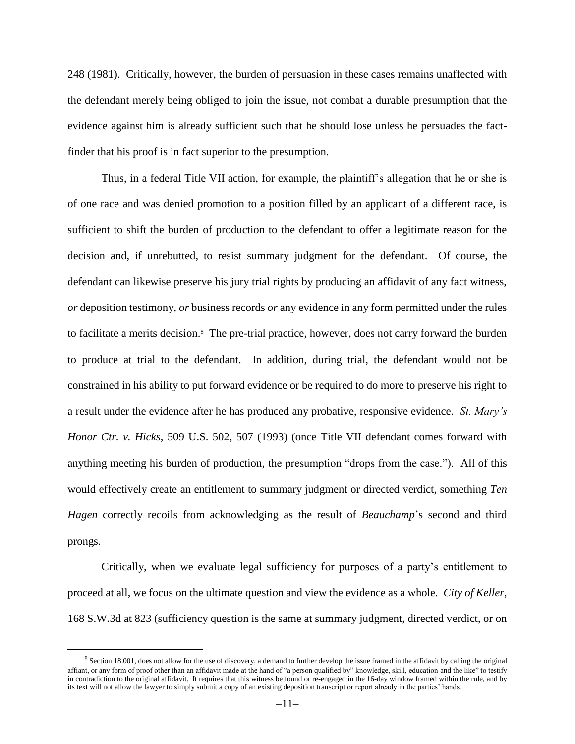248 (1981). Critically, however, the burden of persuasion in these cases remains unaffected with the defendant merely being obliged to join the issue, not combat a durable presumption that the evidence against him is already sufficient such that he should lose unless he persuades the fact-finder that his proof is in fact superior to the presumption.

Thus, in a federal Title VII action, for example, the plaintiff's allegation that he or she is of one race and was denied promotion to a position filled by an applicant of a different race, is sufficient to shift the burden of production to the defendant to offer a legitimate reason for the decision and, if unrebutted, to resist summary judgment for the defendant. Of course, the defendant can likewise preserve his jury trial rights by producing an affidavit of any fact witness, *or* deposition testimony, *or* business records *or* any evidence in any form permitted under the rules to facilitate a merits decision.[8] The pre-trial practice, however, does not carry forward the burden to produce at trial to the defendant. In addition, during trial, the defendant would not be constrained in his ability to put forward evidence or be required to do more to preserve his right to a result under the evidence after he has produced any probative, responsive evidence. *St. Mary's Honor Ctr. v. Hicks*, 509 U.S. 502, 507 (1993) (once Title VII defendant comes forward with anything meeting his burden of production, the presumption "drops from the case."). All of this would effectively create an entitlement to summary judgment or directed verdict, something *Ten Hagen* correctly recoils from acknowledging as the result of *Beauchamp*'s second and third prongs.

Critically, when we evaluate legal sufficiency for purposes of a party's entitlement to proceed at all, we focus on the ultimate question and view the evidence as a whole. *City of Keller*, 168 S.W.3d at 823 (sufficiency question is the same at summary judgment, directed verdict, or on

---

[8] Section 18.001, does not allow for the use of discovery, a demand to further develop the issue framed in the affidavit by calling the original affiant, or any form of proof other than an affidavit made at the hand of "a person qualified by" knowledge, skill, education and the like" to testify in contradiction to the original affidavit. It requires that this witness be found or re-engaged in the 16-day window framed within the rule, and by its text will not allow the lawyer to simply submit a copy of an existing deposition transcript or report already in the parties' hands.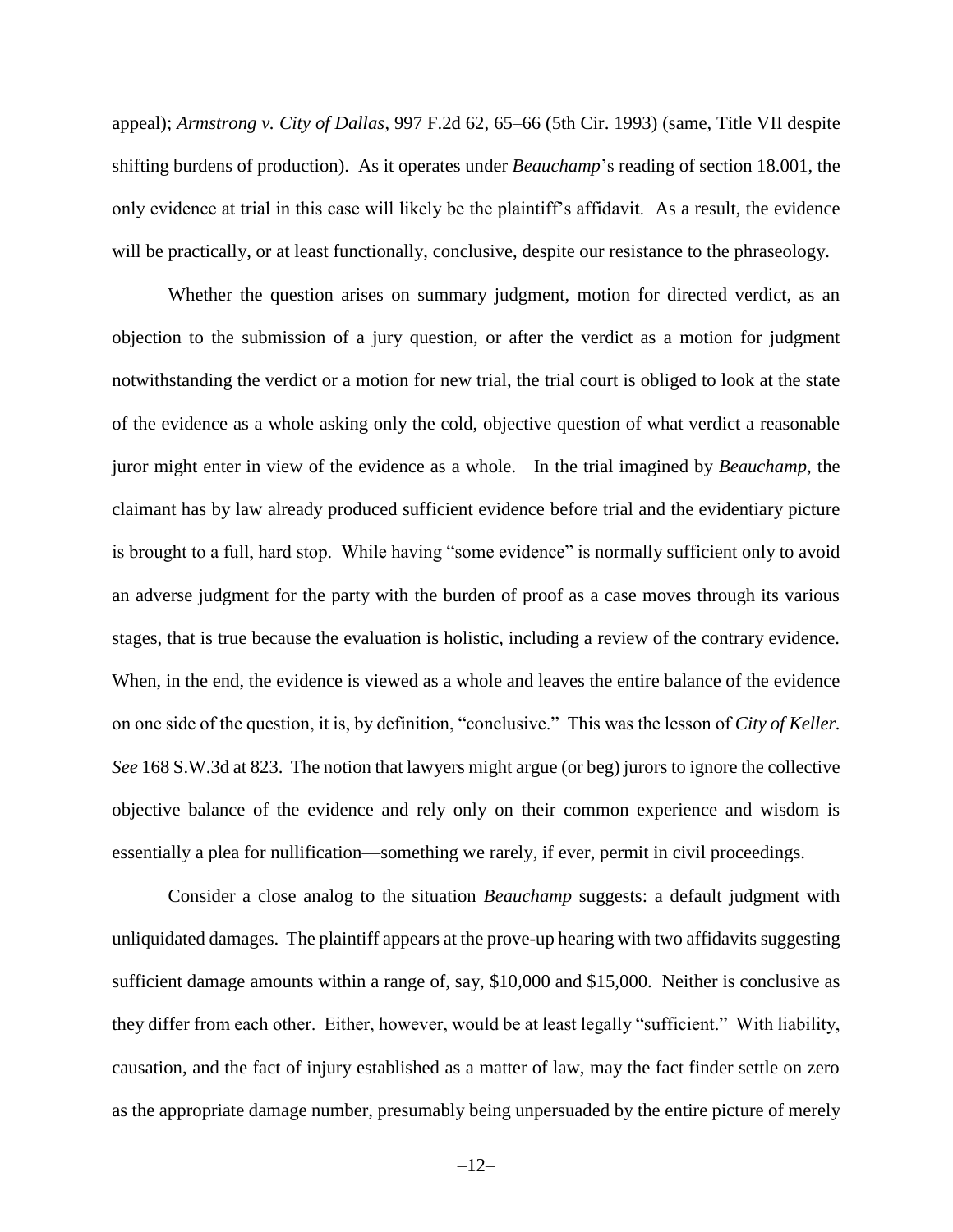appeal); *Armstrong v. City of Dallas*, 997 F.2d 62, 65–66 (5th Cir. 1993) (same, Title VII despite shifting burdens of production). As it operates under *Beauchamp*'s reading of section 18.001, the only evidence at trial in this case will likely be the plaintiff's affidavit. As a result, the evidence will be practically, or at least functionally, conclusive, despite our resistance to the phraseology.

Whether the question arises on summary judgment, motion for directed verdict, as an objection to the submission of a jury question, or after the verdict as a motion for judgment notwithstanding the verdict or a motion for new trial, the trial court is obliged to look at the state of the evidence as a whole asking only the cold, objective question of what verdict a reasonable juror might enter in view of the evidence as a whole. In the trial imagined by *Beauchamp*, the claimant has by law already produced sufficient evidence before trial and the evidentiary picture is brought to a full, hard stop. While having "some evidence" is normally sufficient only to avoid an adverse judgment for the party with the burden of proof as a case moves through its various stages, that is true because the evaluation is holistic, including a review of the contrary evidence. When, in the end, the evidence is viewed as a whole and leaves the entire balance of the evidence on one side of the question, it is, by definition, "conclusive." This was the lesson of *City of Keller. See* 168 S.W.3d at 823. The notion that lawyers might argue (or beg) jurors to ignore the collective objective balance of the evidence and rely only on their common experience and wisdom is essentially a plea for nullification—something we rarely, if ever, permit in civil proceedings.

Consider a close analog to the situation *Beauchamp* suggests: a default judgment with unliquidated damages. The plaintiff appears at the prove-up hearing with two affidavits suggesting sufficient damage amounts within a range of, say, \$10,000 and \$15,000. Neither is conclusive as they differ from each other. Either, however, would be at least legally "sufficient." With liability, causation, and the fact of injury established as a matter of law, may the fact finder settle on zero as the appropriate damage number, presumably being unpersuaded by the entire picture of merely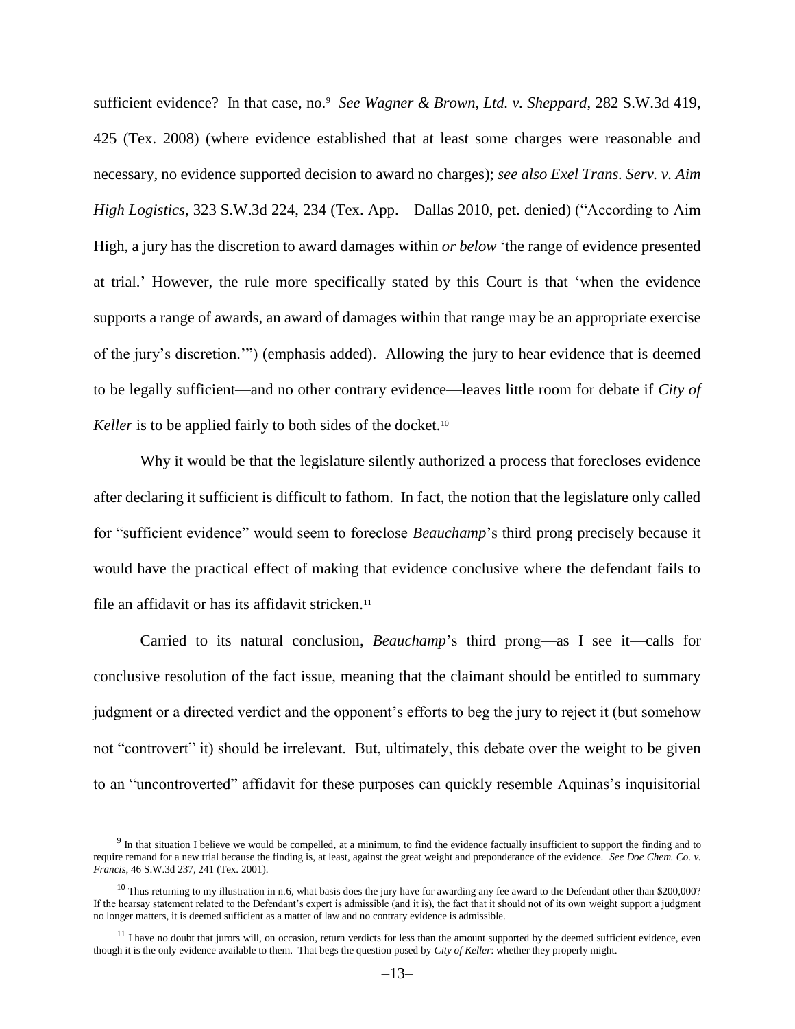sufficient evidence? In that case, no.[9] *See Wagner & Brown, Ltd. v. Sheppard*, 282 S.W.3d 419, 425 (Tex. 2008) (where evidence established that at least some charges were reasonable and necessary, no evidence supported decision to award no charges); *see also Exel Trans. Serv. v. Aim High Logistics*, 323 S.W.3d 224, 234 (Tex. App.—Dallas 2010, pet. denied) ("According to Aim High, a jury has the discretion to award damages within *or below* 'the range of evidence presented at trial.' However, the rule more specifically stated by this Court is that 'when the evidence supports a range of awards, an award of damages within that range may be an appropriate exercise of the jury's discretion.'") (emphasis added). Allowing the jury to hear evidence that is deemed to be legally sufficient—and no other contrary evidence—leaves little room for debate if *City of Keller* is to be applied fairly to both sides of the docket.[10]

Why it would be that the legislature silently authorized a process that forecloses evidence after declaring it sufficient is difficult to fathom. In fact, the notion that the legislature only called for "sufficient evidence" would seem to foreclose *Beauchamp*'s third prong precisely because it would have the practical effect of making that evidence conclusive where the defendant fails to file an affidavit or has its affidavit stricken.[11]

Carried to its natural conclusion, *Beauchamp*'s third prong—as I see it—calls for conclusive resolution of the fact issue, meaning that the claimant should be entitled to summary judgment or a directed verdict and the opponent's efforts to beg the jury to reject it (but somehow not "controvert" it) should be irrelevant. But, ultimately, this debate over the weight to be given to an "uncontroverted" affidavit for these purposes can quickly resemble Aquinas's inquisitorial

---

[9] In that situation I believe we would be compelled, at a minimum, to find the evidence factually insufficient to support the finding and to require remand for a new trial because the finding is, at least, against the great weight and preponderance of the evidence. *See Doe Chem. Co. v. Francis*, 46 S.W.3d 237, 241 (Tex. 2001).

[10] Thus returning to my illustration in n.6, what basis does the jury have for awarding any fee award to the Defendant other than $200,000? If the hearsay statement related to the Defendant's expert is admissible (and it is), the fact that it should not of its own weight support a judgment no longer matters, it is deemed sufficient as a matter of law and no contrary evidence is admissible.

[11] I have no doubt that jurors will, on occasion, return verdicts for less than the amount supported by the deemed sufficient evidence, even though it is the only evidence available to them. That begs the question posed by *City of Keller*: whether they properly might.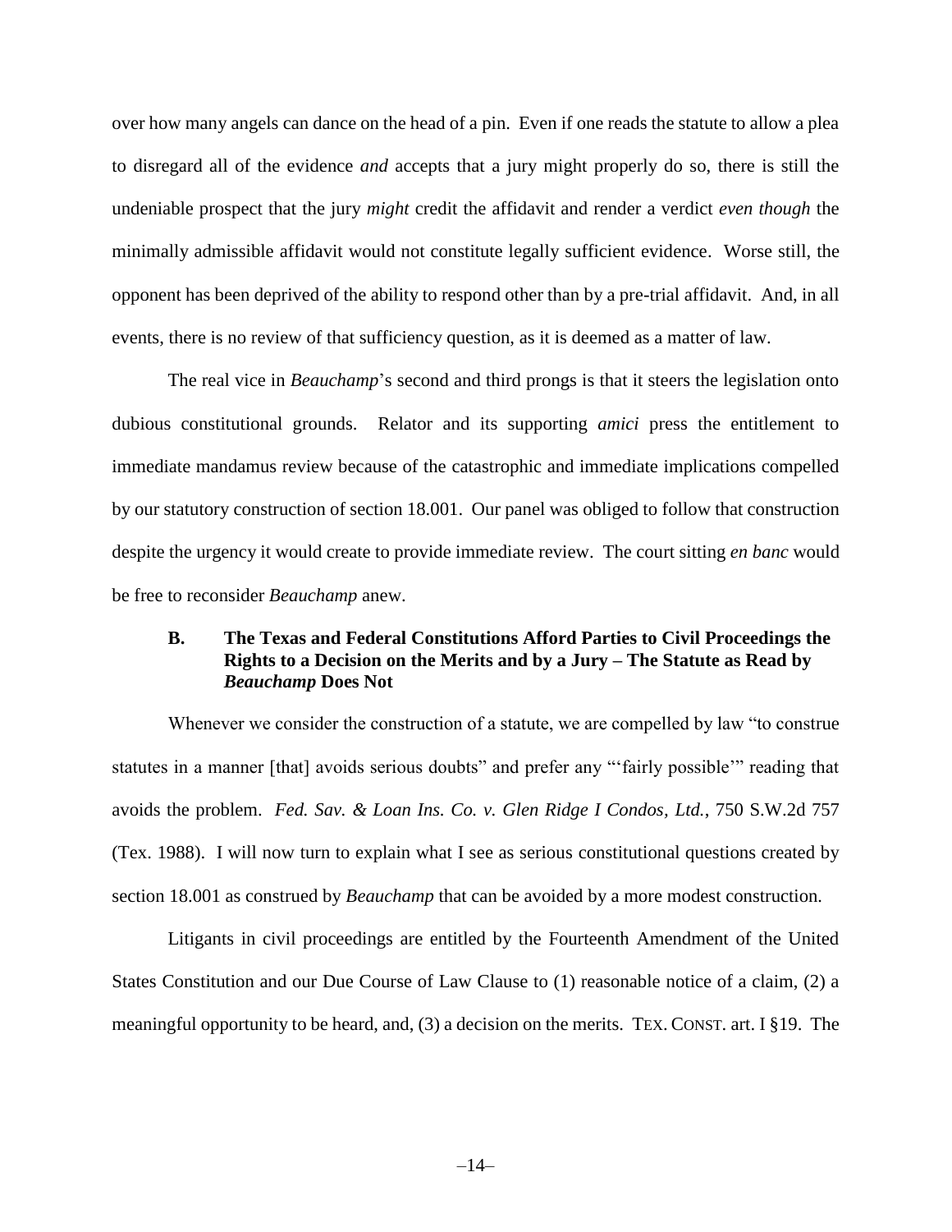over how many angels can dance on the head of a pin. Even if one reads the statute to allow a plea to disregard all of the evidence *and* accepts that a jury might properly do so, there is still the undeniable prospect that the jury *might* credit the affidavit and render a verdict *even though* the minimally admissible affidavit would not constitute legally sufficient evidence. Worse still, the opponent has been deprived of the ability to respond other than by a pre-trial affidavit. And, in all events, there is no review of that sufficiency question, as it is deemed as a matter of law.

The real vice in *Beauchamp*'s second and third prongs is that it steers the legislation onto dubious constitutional grounds. Relator and its supporting *amici* press the entitlement to immediate mandamus review because of the catastrophic and immediate implications compelled by our statutory construction of section 18.001. Our panel was obliged to follow that construction despite the urgency it would create to provide immediate review. The court sitting *en banc* would be free to reconsider *Beauchamp* anew.

### B. The Texas and Federal Constitutions Afford Parties to Civil Proceedings the Rights to a Decision on the Merits and by a Jury – The Statute as Read by *Beauchamp* Does Not

Whenever we consider the construction of a statute, we are compelled by law "to construe statutes in a manner [that] avoids serious doubts" and prefer any "'fairly possible'" reading that avoids the problem. *Fed. Sav. & Loan Ins. Co. v. Glen Ridge I Condos, Ltd.*, 750 S.W.2d 757 (Tex. 1988). I will now turn to explain what I see as serious constitutional questions created by section 18.001 as construed by *Beauchamp* that can be avoided by a more modest construction.

Litigants in civil proceedings are entitled by the Fourteenth Amendment of the United States Constitution and our Due Course of Law Clause to (1) reasonable notice of a claim, (2) a meaningful opportunity to be heard, and, (3) a decision on the merits. TEX. CONST. art. I §19. The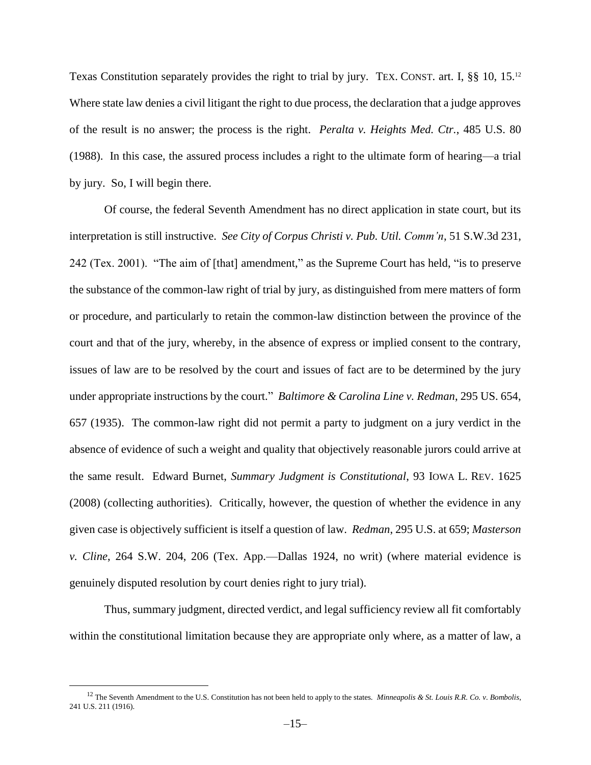Texas Constitution separately provides the right to trial by jury. TEX. CONST. art. I, §§ 10, 15.[12] Where state law denies a civil litigant the right to due process, the declaration that a judge approves of the result is no answer; the process is the right. *Peralta v. Heights Med. Ctr.*, 485 U.S. 80 (1988). In this case, the assured process includes a right to the ultimate form of hearing—a trial by jury. So, I will begin there.

Of course, the federal Seventh Amendment has no direct application in state court, but its interpretation is still instructive. *See City of Corpus Christi v. Pub. Util. Comm'n*, 51 S.W.3d 231, 242 (Tex. 2001). "The aim of [that] amendment," as the Supreme Court has held, "is to preserve the substance of the common-law right of trial by jury, as distinguished from mere matters of form or procedure, and particularly to retain the common-law distinction between the province of the court and that of the jury, whereby, in the absence of express or implied consent to the contrary, issues of law are to be resolved by the court and issues of fact are to be determined by the jury under appropriate instructions by the court." *Baltimore & Carolina Line v. Redman*, 295 US. 654, 657 (1935). The common-law right did not permit a party to judgment on a jury verdict in the absence of evidence of such a weight and quality that objectively reasonable jurors could arrive at the same result. Edward Burnet, *Summary Judgment is Constitutional*, 93 IOWA L. REV. 1625 (2008) (collecting authorities). Critically, however, the question of whether the evidence in any given case is objectively sufficient is itself a question of law. *Redman*, 295 U.S. at 659; *Masterson v. Cline*, 264 S.W. 204, 206 (Tex. App.—Dallas 1924, no writ) (where material evidence is genuinely disputed resolution by court denies right to jury trial).

Thus, summary judgment, directed verdict, and legal sufficiency review all fit comfortably within the constitutional limitation because they are appropriate only where, as a matter of law, a

[12] The Seventh Amendment to the U.S. Constitution has not been held to apply to the states. *Minneapolis & St. Louis R.R. Co. v. Bombolis*, 241 U.S. 211 (1916).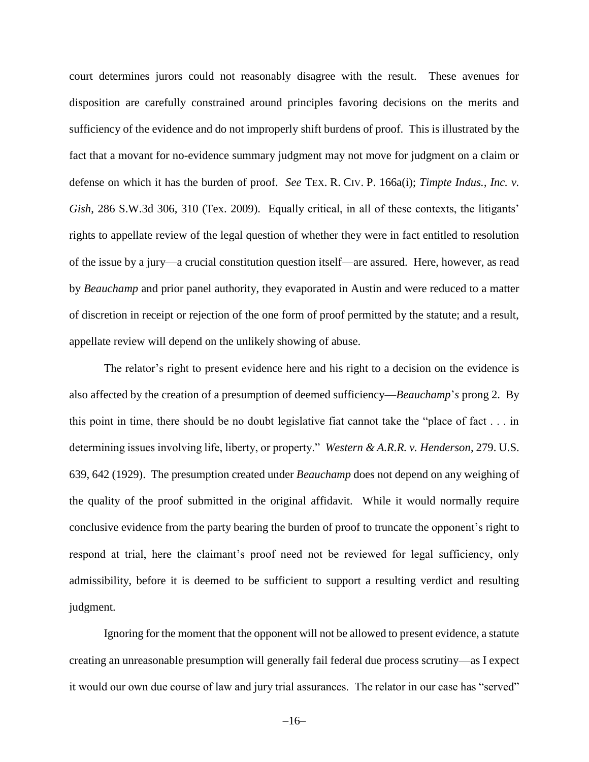court determines jurors could not reasonably disagree with the result. These avenues for disposition are carefully constrained around principles favoring decisions on the merits and sufficiency of the evidence and do not improperly shift burdens of proof. This is illustrated by the fact that a movant for no-evidence summary judgment may not move for judgment on a claim or defense on which it has the burden of proof. *See* TEX. R. CIV. P. 166a(i); *Timpte Indus., Inc. v. Gish*, 286 S.W.3d 306, 310 (Tex. 2009). Equally critical, in all of these contexts, the litigants' rights to appellate review of the legal question of whether they were in fact entitled to resolution of the issue by a jury—a crucial constitution question itself—are assured. Here, however, as read by *Beauchamp* and prior panel authority, they evaporated in Austin and were reduced to a matter of discretion in receipt or rejection of the one form of proof permitted by the statute; and a result, appellate review will depend on the unlikely showing of abuse.

The relator's right to present evidence here and his right to a decision on the evidence is also affected by the creation of a presumption of deemed sufficiency—*Beauchamp*'*s* prong 2. By this point in time, there should be no doubt legislative fiat cannot take the "place of fact . . . in determining issues involving life, liberty, or property." *Western & A.R.R. v. Henderson*, 279. U.S. 639, 642 (1929). The presumption created under *Beauchamp* does not depend on any weighing of the quality of the proof submitted in the original affidavit. While it would normally require conclusive evidence from the party bearing the burden of proof to truncate the opponent's right to respond at trial, here the claimant's proof need not be reviewed for legal sufficiency, only admissibility, before it is deemed to be sufficient to support a resulting verdict and resulting judgment.

Ignoring for the moment that the opponent will not be allowed to present evidence, a statute creating an unreasonable presumption will generally fail federal due process scrutiny—as I expect it would our own due course of law and jury trial assurances. The relator in our case has "served"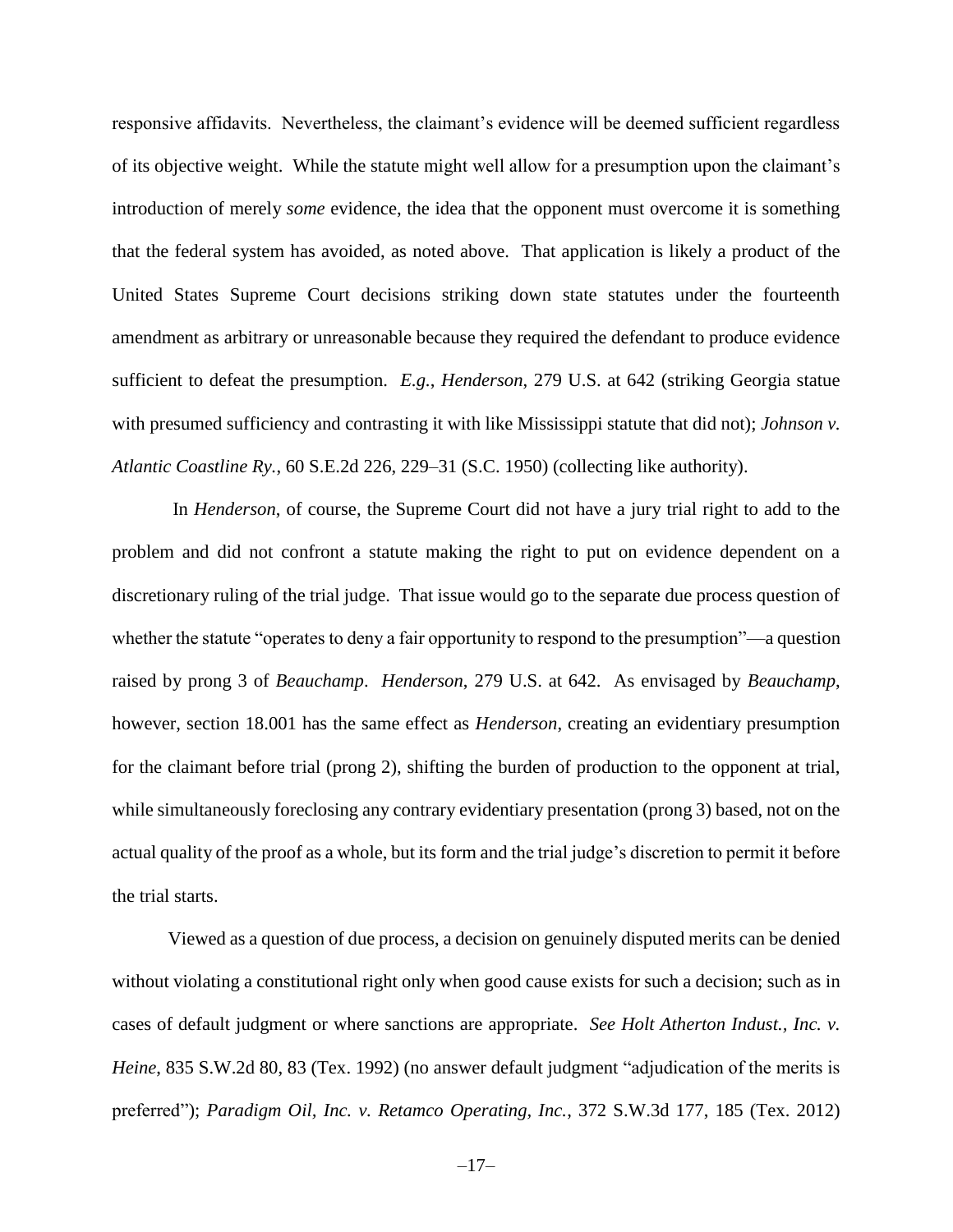responsive affidavits. Nevertheless, the claimant's evidence will be deemed sufficient regardless of its objective weight. While the statute might well allow for a presumption upon the claimant's introduction of merely *some* evidence, the idea that the opponent must overcome it is something that the federal system has avoided, as noted above. That application is likely a product of the United States Supreme Court decisions striking down state statutes under the fourteenth amendment as arbitrary or unreasonable because they required the defendant to produce evidence sufficient to defeat the presumption. *E.g.*, *Henderson*, 279 U.S. at 642 (striking Georgia statue with presumed sufficiency and contrasting it with like Mississippi statute that did not); *Johnson v. Atlantic Coastline Ry.*, 60 S.E.2d 226, 229–31 (S.C. 1950) (collecting like authority).

In *Henderson*, of course, the Supreme Court did not have a jury trial right to add to the problem and did not confront a statute making the right to put on evidence dependent on a discretionary ruling of the trial judge. That issue would go to the separate due process question of whether the statute "operates to deny a fair opportunity to respond to the presumption"—a question raised by prong 3 of *Beauchamp*. *Henderson*, 279 U.S. at 642. As envisaged by *Beauchamp*, however, section 18.001 has the same effect as *Henderson*, creating an evidentiary presumption for the claimant before trial (prong 2), shifting the burden of production to the opponent at trial, while simultaneously foreclosing any contrary evidentiary presentation (prong 3) based, not on the actual quality of the proof as a whole, but its form and the trial judge's discretion to permit it before the trial starts.

Viewed as a question of due process, a decision on genuinely disputed merits can be denied without violating a constitutional right only when good cause exists for such a decision; such as in cases of default judgment or where sanctions are appropriate. *See Holt Atherton Indust., Inc. v. Heine*, 835 S.W.2d 80, 83 (Tex. 1992) (no answer default judgment "adjudication of the merits is preferred"); *Paradigm Oil, Inc. v. Retamco Operating, Inc.*, 372 S.W.3d 177, 185 (Tex. 2012)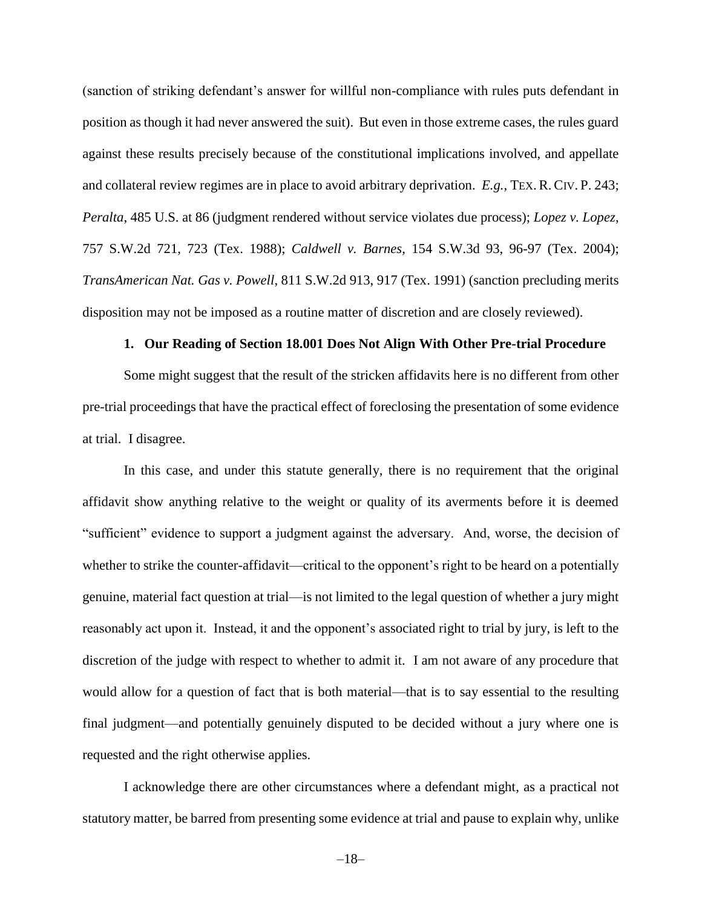(sanction of striking defendant's answer for willful non-compliance with rules puts defendant in position as though it had never answered the suit). But even in those extreme cases, the rules guard against these results precisely because of the constitutional implications involved, and appellate and collateral review regimes are in place to avoid arbitrary deprivation. *E.g.*, TEX. R. CIV. P. 243; *Peralta*, 485 U.S. at 86 (judgment rendered without service violates due process); *Lopez v. Lopez*, 757 S.W.2d 721, 723 (Tex. 1988); *Caldwell v. Barnes*, 154 S.W.3d 93, 96-97 (Tex. 2004); *TransAmerican Nat. Gas v. Powell*, 811 S.W.2d 913, 917 (Tex. 1991) (sanction precluding merits disposition may not be imposed as a routine matter of discretion and are closely reviewed).

### 1. Our Reading of Section 18.001 Does Not Align With Other Pre-trial Procedure

Some might suggest that the result of the stricken affidavits here is no different from other pre-trial proceedings that have the practical effect of foreclosing the presentation of some evidence at trial. I disagree.

In this case, and under this statute generally, there is no requirement that the original affidavit show anything relative to the weight or quality of its averments before it is deemed "sufficient" evidence to support a judgment against the adversary. And, worse, the decision of whether to strike the counter-affidavit—critical to the opponent's right to be heard on a potentially genuine, material fact question at trial—is not limited to the legal question of whether a jury might reasonably act upon it. Instead, it and the opponent's associated right to trial by jury, is left to the discretion of the judge with respect to whether to admit it. I am not aware of any procedure that would allow for a question of fact that is both material—that is to say essential to the resulting final judgment—and potentially genuinely disputed to be decided without a jury where one is requested and the right otherwise applies.

I acknowledge there are other circumstances where a defendant might, as a practical not statutory matter, be barred from presenting some evidence at trial and pause to explain why, unlike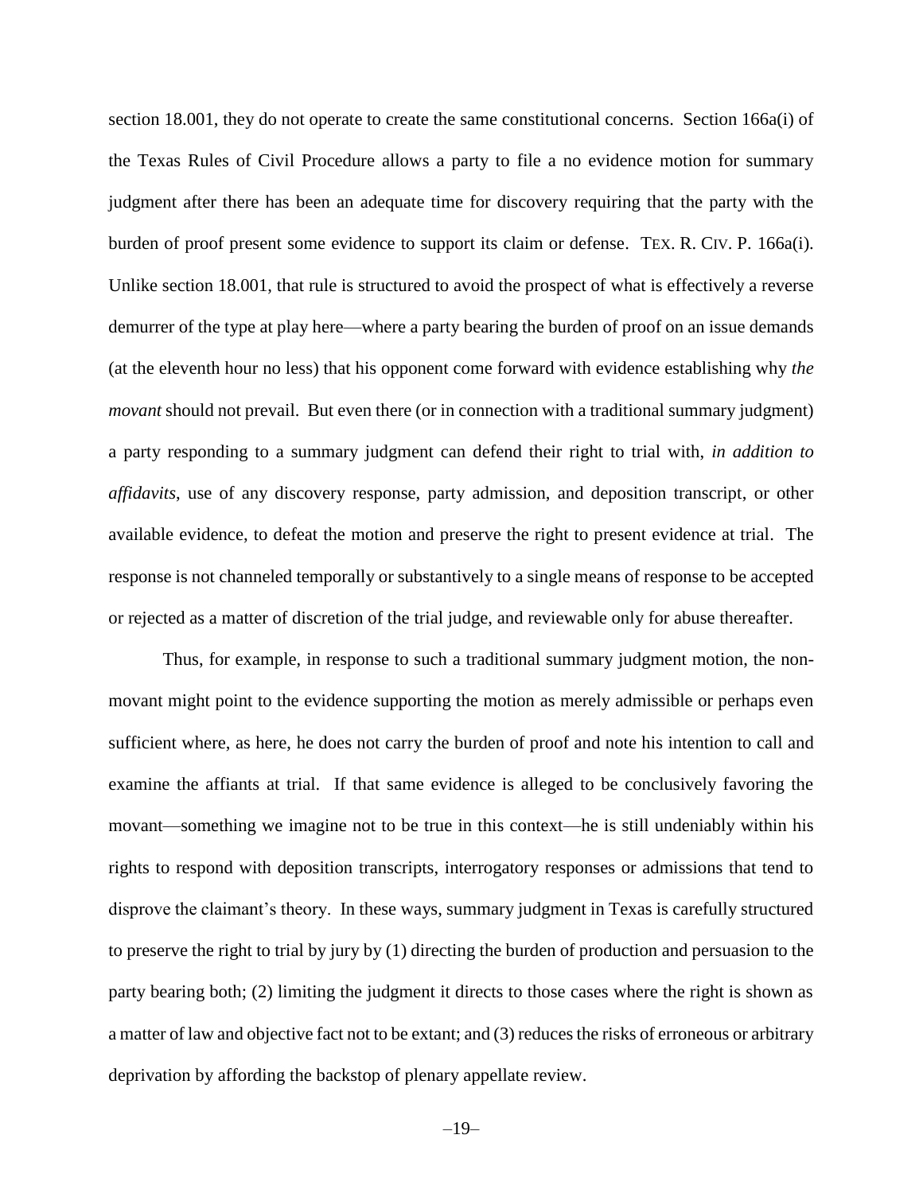section 18.001, they do not operate to create the same constitutional concerns. Section 166a(i) of the Texas Rules of Civil Procedure allows a party to file a no evidence motion for summary judgment after there has been an adequate time for discovery requiring that the party with the burden of proof present some evidence to support its claim or defense. TEX. R. CIV. P. 166a(i). Unlike section 18.001, that rule is structured to avoid the prospect of what is effectively a reverse demurrer of the type at play here—where a party bearing the burden of proof on an issue demands (at the eleventh hour no less) that his opponent come forward with evidence establishing why *the movant* should not prevail. But even there (or in connection with a traditional summary judgment) a party responding to a summary judgment can defend their right to trial with, *in addition to affidavits*, use of any discovery response, party admission, and deposition transcript, or other available evidence, to defeat the motion and preserve the right to present evidence at trial. The response is not channeled temporally or substantively to a single means of response to be accepted or rejected as a matter of discretion of the trial judge, and reviewable only for abuse thereafter.

Thus, for example, in response to such a traditional summary judgment motion, the non-movant might point to the evidence supporting the motion as merely admissible or perhaps even sufficient where, as here, he does not carry the burden of proof and note his intention to call and examine the affiants at trial. If that same evidence is alleged to be conclusively favoring the movant—something we imagine not to be true in this context—he is still undeniably within his rights to respond with deposition transcripts, interrogatory responses or admissions that tend to disprove the claimant's theory. In these ways, summary judgment in Texas is carefully structured to preserve the right to trial by jury by (1) directing the burden of production and persuasion to the party bearing both; (2) limiting the judgment it directs to those cases where the right is shown as a matter of law and objective fact not to be extant; and (3) reduces the risks of erroneous or arbitrary deprivation by affording the backstop of plenary appellate review.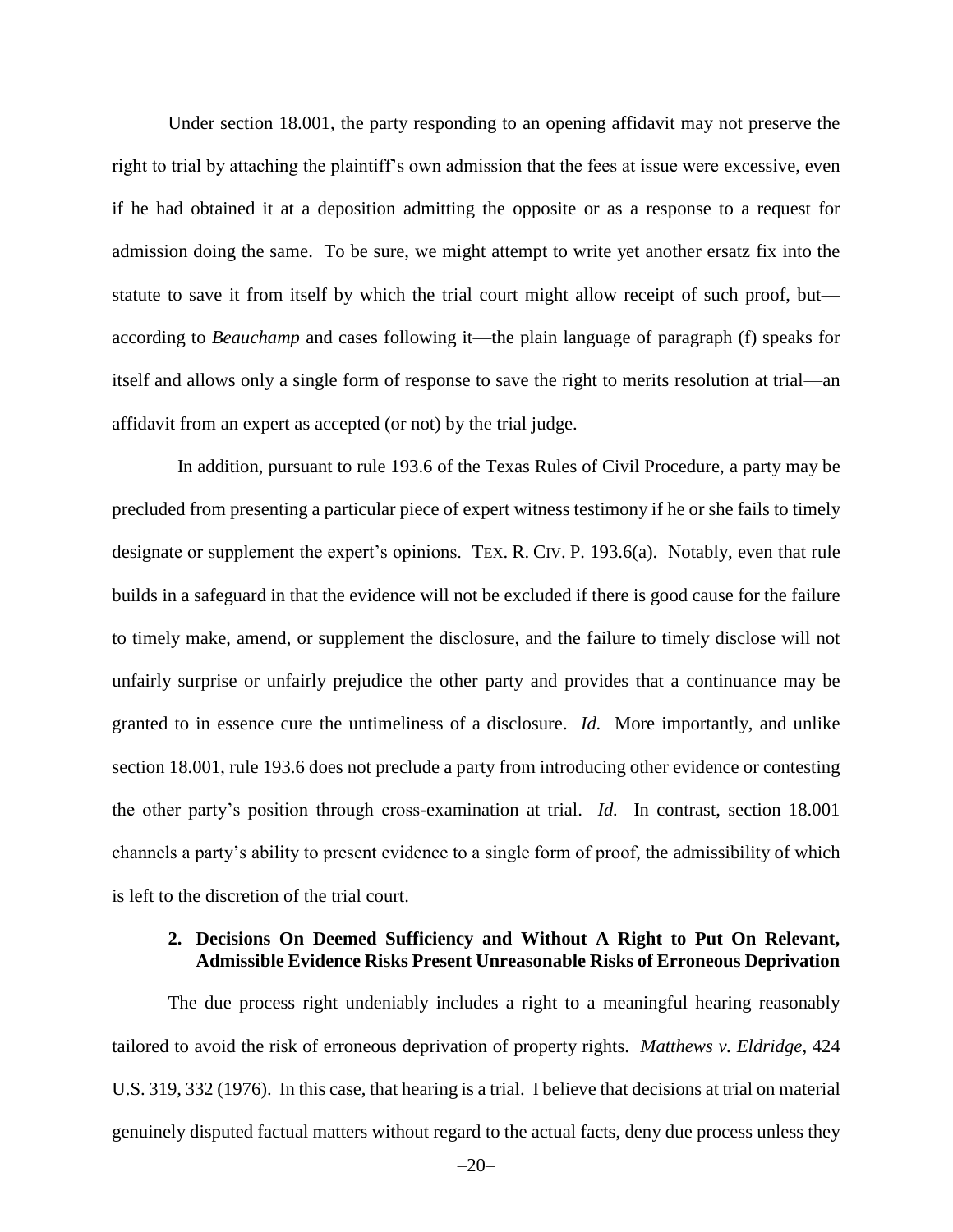Under section 18.001, the party responding to an opening affidavit may not preserve the right to trial by attaching the plaintiff's own admission that the fees at issue were excessive, even if he had obtained it at a deposition admitting the opposite or as a response to a request for admission doing the same. To be sure, we might attempt to write yet another ersatz fix into the statute to save it from itself by which the trial court might allow receipt of such proof, but—according to *Beauchamp* and cases following it—the plain language of paragraph (f) speaks for itself and allows only a single form of response to save the right to merits resolution at trial—an affidavit from an expert as accepted (or not) by the trial judge.

In addition, pursuant to rule 193.6 of the Texas Rules of Civil Procedure, a party may be precluded from presenting a particular piece of expert witness testimony if he or she fails to timely designate or supplement the expert's opinions. TEX. R. CIV. P. 193.6(a). Notably, even that rule builds in a safeguard in that the evidence will not be excluded if there is good cause for the failure to timely make, amend, or supplement the disclosure, and the failure to timely disclose will not unfairly surprise or unfairly prejudice the other party and provides that a continuance may be granted to in essence cure the untimeliness of a disclosure. *Id.* More importantly, and unlike section 18.001, rule 193.6 does not preclude a party from introducing other evidence or contesting the other party's position through cross-examination at trial. *Id.* In contrast, section 18.001 channels a party's ability to present evidence to a single form of proof, the admissibility of which is left to the discretion of the trial court.

### 2. Decisions On Deemed Sufficiency and Without A Right to Put On Relevant, Admissible Evidence Risks Present Unreasonable Risks of Erroneous Deprivation

The due process right undeniably includes a right to a meaningful hearing reasonably tailored to avoid the risk of erroneous deprivation of property rights. *Matthews v. Eldridge*, 424 U.S. 319, 332 (1976). In this case, that hearing is a trial. I believe that decisions at trial on material genuinely disputed factual matters without regard to the actual facts, deny due process unless they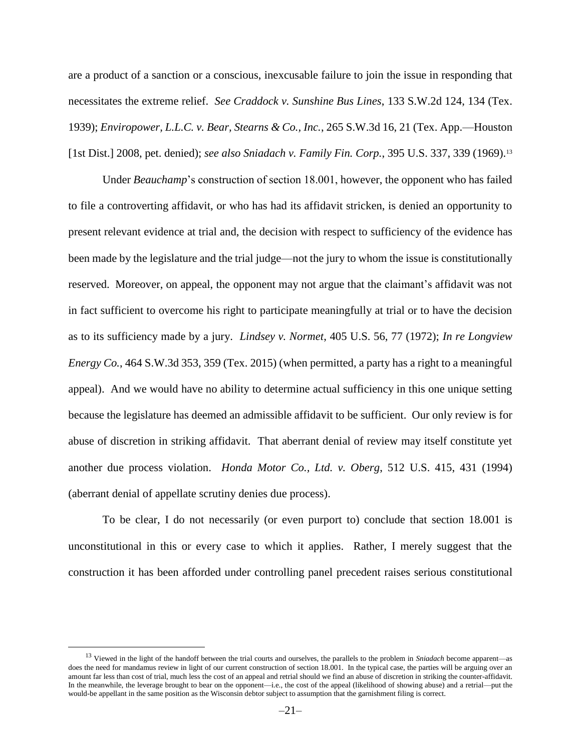are a product of a sanction or a conscious, inexcusable failure to join the issue in responding that necessitates the extreme relief. *See Craddock v. Sunshine Bus Lines*, 133 S.W.2d 124, 134 (Tex. 1939); *Enviropower, L.L.C. v. Bear, Stearns & Co., Inc.*, 265 S.W.3d 16, 21 (Tex. App.—Houston [1st Dist.] 2008, pet. denied); *see also Sniadach v. Family Fin. Corp.*, 395 U.S. 337, 339 (1969).[13]

Under *Beauchamp*'s construction of section 18.001, however, the opponent who has failed to file a controverting affidavit, or who has had its affidavit stricken, is denied an opportunity to present relevant evidence at trial and, the decision with respect to sufficiency of the evidence has been made by the legislature and the trial judge—not the jury to whom the issue is constitutionally reserved. Moreover, on appeal, the opponent may not argue that the claimant's affidavit was not in fact sufficient to overcome his right to participate meaningfully at trial or to have the decision as to its sufficiency made by a jury. *Lindsey v. Normet*, 405 U.S. 56, 77 (1972); *In re Longview Energy Co.*, 464 S.W.3d 353, 359 (Tex. 2015) (when permitted, a party has a right to a meaningful appeal). And we would have no ability to determine actual sufficiency in this one unique setting because the legislature has deemed an admissible affidavit to be sufficient. Our only review is for abuse of discretion in striking affidavit. That aberrant denial of review may itself constitute yet another due process violation. *Honda Motor Co., Ltd. v. Oberg*, 512 U.S. 415, 431 (1994) (aberrant denial of appellate scrutiny denies due process).

To be clear, I do not necessarily (or even purport to) conclude that section 18.001 is unconstitutional in this or every case to which it applies. Rather, I merely suggest that the construction it has been afforded under controlling panel precedent raises serious constitutional

---

[13] Viewed in the light of the handoff between the trial courts and ourselves, the parallels to the problem in *Sniadach* become apparent—as does the need for mandamus review in light of our current construction of section 18.001. In the typical case, the parties will be arguing over an amount far less than cost of trial, much less the cost of an appeal and retrial should we find an abuse of discretion in striking the counter-affidavit. In the meanwhile, the leverage brought to bear on the opponent—i.e., the cost of the appeal (likelihood of showing abuse) and a retrial—put the would-be appellant in the same position as the Wisconsin debtor subject to assumption that the garnishment filing is correct.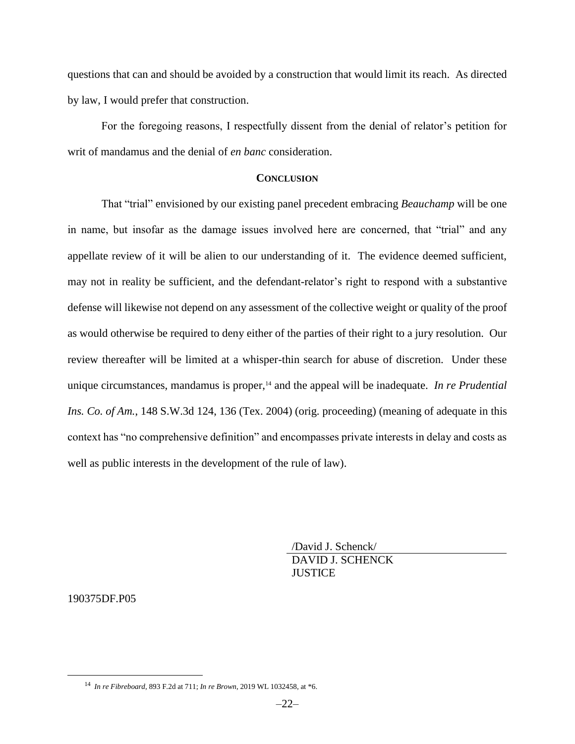questions that can and should be avoided by a construction that would limit its reach. As directed by law, I would prefer that construction.

For the foregoing reasons, I respectfully dissent from the denial of relator's petition for writ of mandamus and the denial of *en banc* consideration.

## CONCLUSION

That "trial" envisioned by our existing panel precedent embracing *Beauchamp* will be one in name, but insofar as the damage issues involved here are concerned, that "trial" and any appellate review of it will be alien to our understanding of it. The evidence deemed sufficient, may not in reality be sufficient, and the defendant-relator's right to respond with a substantive defense will likewise not depend on any assessment of the collective weight or quality of the proof as would otherwise be required to deny either of the parties of their right to a jury resolution. Our review thereafter will be limited at a whisper-thin search for abuse of discretion. Under these unique circumstances, mandamus is proper,[14] and the appeal will be inadequate. *In re Prudential Ins. Co. of Am.*, 148 S.W.3d 124, 136 (Tex. 2004) (orig. proceeding) (meaning of adequate in this context has "no comprehensive definition" and encompasses private interests in delay and costs as well as public interests in the development of the rule of law).

/David J. Schenck/
DAVID J. SCHENCK
JUSTICE

190375DF.P05

[14] *In re Fibreboard*, 893 F.2d at 711; *In re Brown*, 2019 WL 1032458, at *6.